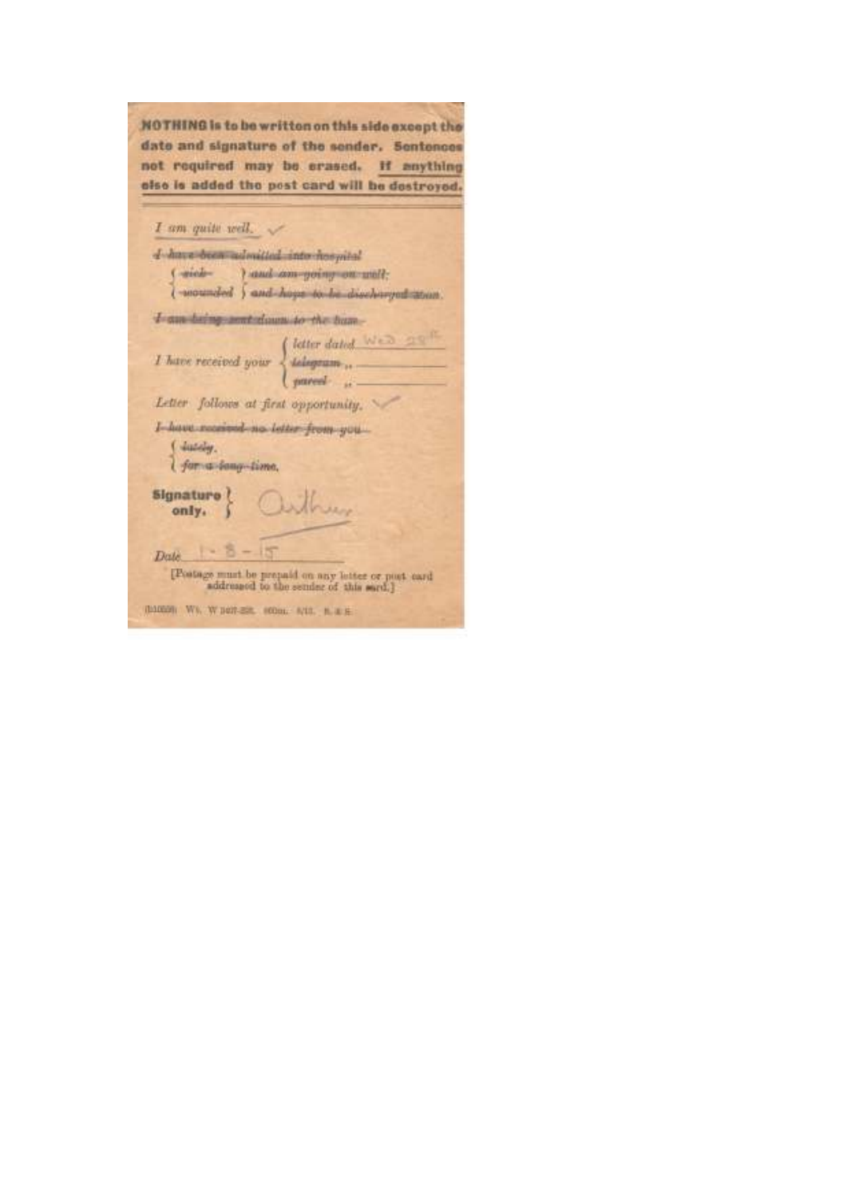**NOTHING is to be written on this side except the date and signature of the sender. Sentences not required may be erased. If anything else is added the post card will be destroyed.**

*I am quite well.* ✓

~~*I have been admitted into hospital*~~

~~*sick*~~ ~~*and am going on well.*~~

~~*wounded*~~ ~~*and hope to be discharged soon.*~~

~~*I am being sent down to the base.*~~

*I have received your* *letter dated* Wed 28th

~~*telegram*~~ ,,

~~*parcel*~~ ,,

*Letter follows at first opportunity.* ✓

~~*I have received no letter from you*~~

~~*lately.*~~

~~*for a long time.*~~

**Signature only.** Arthur

*Date* 1-8-15

[Postage must be prepaid on any letter or post card addressed to the sender of this card.]

(b10558) Wt. W 3497-293. 000m. 8/15. R. & S.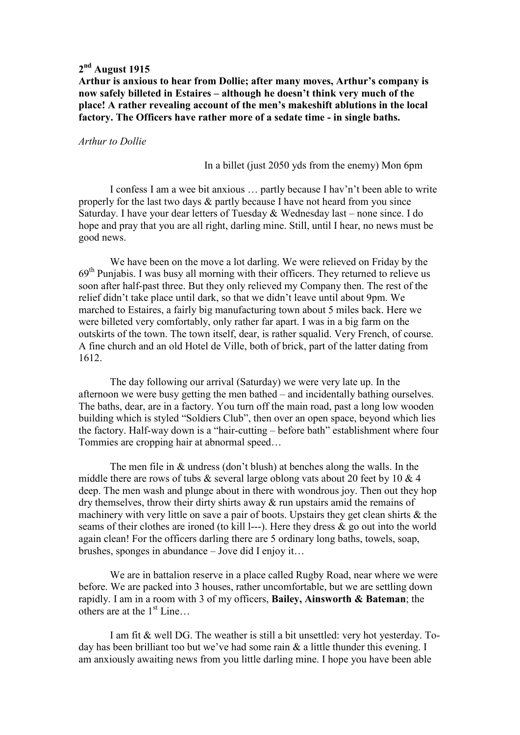## 2nd August 1915

**Arthur is anxious to hear from Dollie; after many moves, Arthur's company is now safely billeted in Estaires – although he doesn't think very much of the place! A rather revealing account of the men's makeshift ablutions in the local factory. The Officers have rather more of a sedate time - in single baths.**

*Arthur to Dollie*

In a billet (just 2050 yds from the enemy) Mon 6pm

I confess I am a wee bit anxious … partly because I hav'n't been able to write properly for the last two days & partly because I have not heard from you since Saturday. I have your dear letters of Tuesday & Wednesday last – none since. I do hope and pray that you are all right, darling mine. Still, until I hear, no news must be good news.

We have been on the move a lot darling. We were relieved on Friday by the 69th Punjabis. I was busy all morning with their officers. They returned to relieve us soon after half-past three. But they only relieved my Company then. The rest of the relief didn't take place until dark, so that we didn't leave until about 9pm. We marched to Estaires, a fairly big manufacturing town about 5 miles back. Here we were billeted very comfortably, only rather far apart. I was in a big farm on the outskirts of the town. The town itself, dear, is rather squalid. Very French, of course. A fine church and an old Hotel de Ville, both of brick, part of the latter dating from 1612.

The day following our arrival (Saturday) we were very late up. In the afternoon we were busy getting the men bathed – and incidentally bathing ourselves. The baths, dear, are in a factory. You turn off the main road, past a long low wooden building which is styled "Soldiers Club", then over an open space, beyond which lies the factory. Half-way down is a "hair-cutting – before bath" establishment where four Tommies are cropping hair at abnormal speed…

The men file in & undress (don't blush) at benches along the walls. In the middle there are rows of tubs & several large oblong vats about 20 feet by 10 & 4 deep. The men wash and plunge about in there with wondrous joy. Then out they hop dry themselves, throw their dirty shirts away & run upstairs amid the remains of machinery with very little on save a pair of boots. Upstairs they get clean shirts & the seams of their clothes are ironed (to kill l---). Here they dress & go out into the world again clean! For the officers darling there are 5 ordinary long baths, towels, soap, brushes, sponges in abundance – Jove did I enjoy it…

We are in battalion reserve in a place called Rugby Road, near where we were before. We are packed into 3 houses, rather uncomfortable, but we are settling down rapidly. I am in a room with 3 of my officers, **Bailey, Ainsworth & Bateman**; the others are at the 1st Line…

I am fit & well DG. The weather is still a bit unsettled: very hot yesterday. To-day has been brilliant too but we've had some rain & a little thunder this evening. I am anxiously awaiting news from you little darling mine. I hope you have been able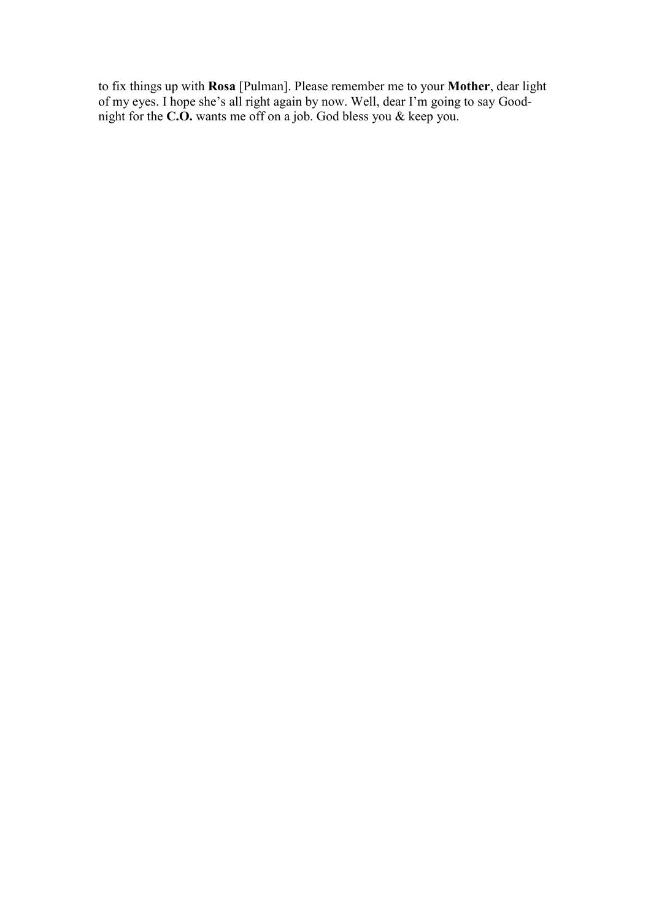to fix things up with **Rosa** [Pulman]. Please remember me to your **Mother**, dear light of my eyes. I hope she's all right again by now. Well, dear I'm going to say Good-night for the **C.O.** wants me off on a job. God bless you & keep you.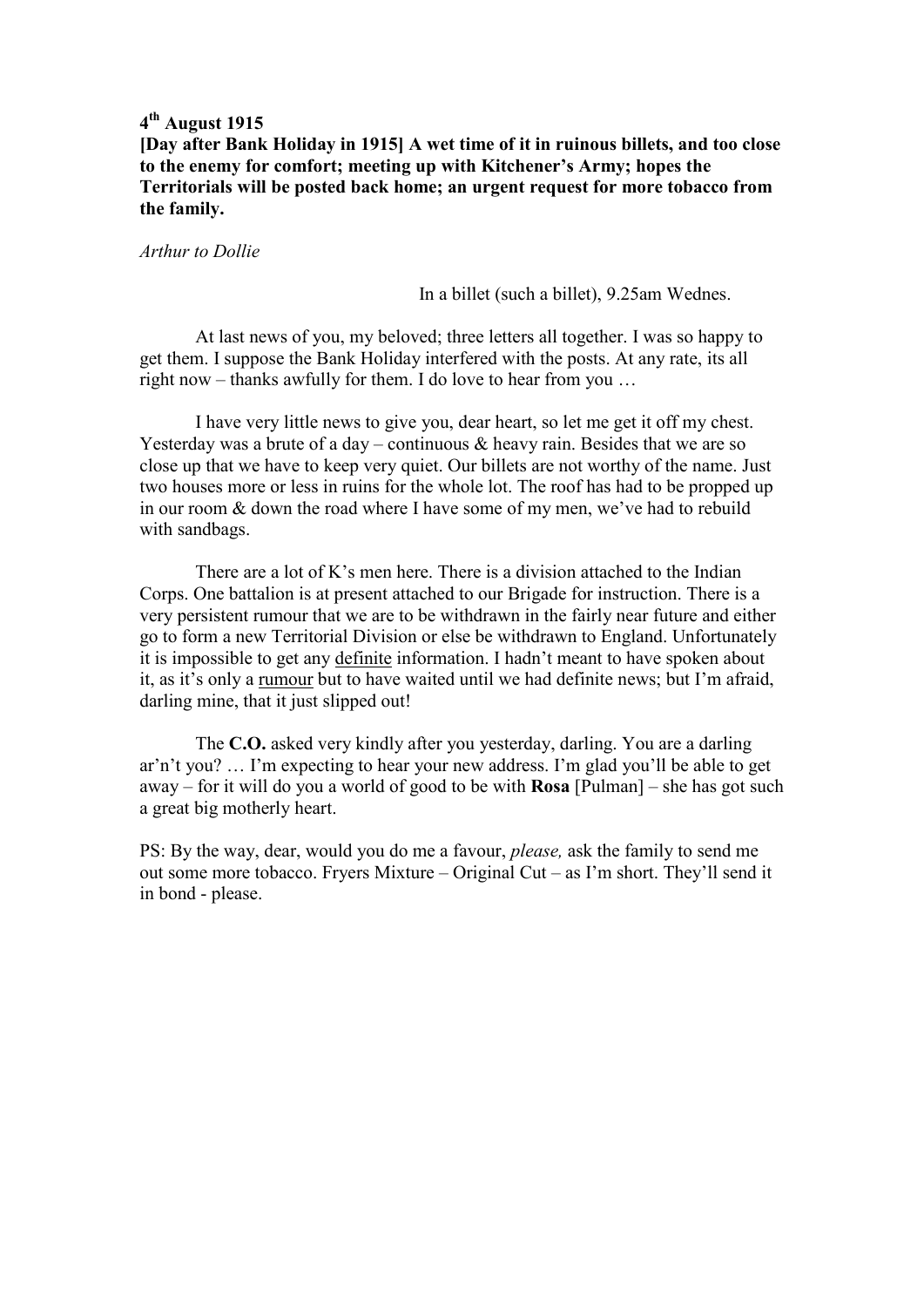**4th August 1915**

**[Day after Bank Holiday in 1915] A wet time of it in ruinous billets, and too close to the enemy for comfort; meeting up with Kitchener's Army; hopes the Territorials will be posted back home; an urgent request for more tobacco from the family.**

*Arthur to Dollie*

In a billet (such a billet), 9.25am Wednes.

At last news of you, my beloved; three letters all together. I was so happy to get them. I suppose the Bank Holiday interfered with the posts. At any rate, its all right now – thanks awfully for them. I do love to hear from you …

I have very little news to give you, dear heart, so let me get it off my chest. Yesterday was a brute of a day – continuous & heavy rain. Besides that we are so close up that we have to keep very quiet. Our billets are not worthy of the name. Just two houses more or less in ruins for the whole lot. The roof has had to be propped up in our room & down the road where I have some of my men, we've had to rebuild with sandbags.

There are a lot of K's men here. There is a division attached to the Indian Corps. One battalion is at present attached to our Brigade for instruction. There is a very persistent rumour that we are to be withdrawn in the fairly near future and either go to form a new Territorial Division or else be withdrawn to England. Unfortunately it is impossible to get any <u>definite</u> information. I hadn't meant to have spoken about it, as it's only a <u>rumour</u> but to have waited until we had definite news; but I'm afraid, darling mine, that it just slipped out!

The **C.O.** asked very kindly after you yesterday, darling. You are a darling ar'n't you? … I'm expecting to hear your new address. I'm glad you'll be able to get away – for it will do you a world of good to be with **Rosa** [Pulman] – she has got such a great big motherly heart.

PS: By the way, dear, would you do me a favour, *please,* ask the family to send me out some more tobacco. Fryers Mixture – Original Cut – as I'm short. They'll send it in bond - please.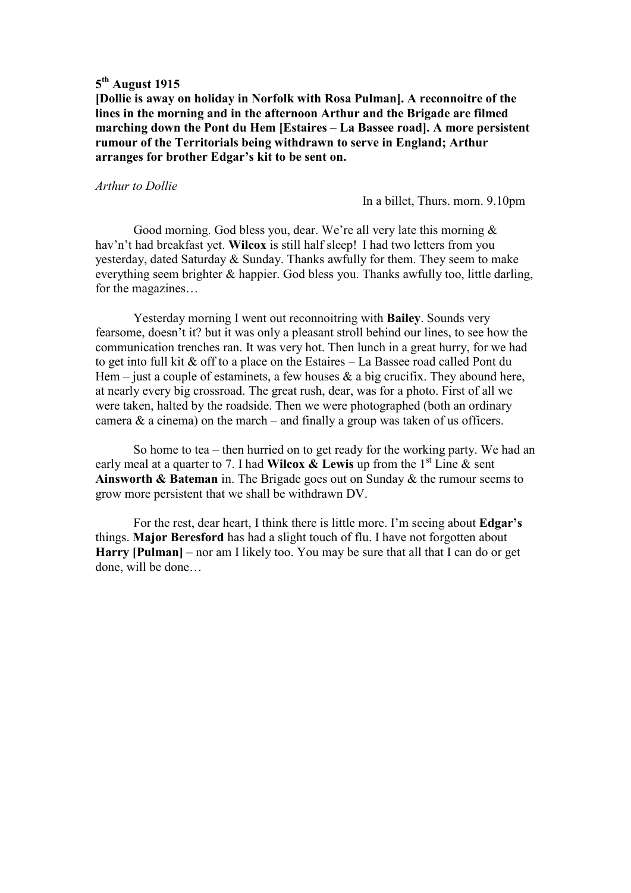**5th August 1915**

**[Dollie is away on holiday in Norfolk with Rosa Pulman]. A reconnoitre of the lines in the morning and in the afternoon Arthur and the Brigade are filmed marching down the Pont du Hem [Estaires – La Bassee road]. A more persistent rumour of the Territorials being withdrawn to serve in England; Arthur arranges for brother Edgar's kit to be sent on.**

*Arthur to Dollie*

In a billet, Thurs. morn. 9.10pm

Good morning. God bless you, dear. We're all very late this morning & hav'n't had breakfast yet. **Wilcox** is still half sleep! I had two letters from you yesterday, dated Saturday & Sunday. Thanks awfully for them. They seem to make everything seem brighter & happier. God bless you. Thanks awfully too, little darling, for the magazines…

Yesterday morning I went out reconnoitring with **Bailey**. Sounds very fearsome, doesn't it? but it was only a pleasant stroll behind our lines, to see how the communication trenches ran. It was very hot. Then lunch in a great hurry, for we had to get into full kit & off to a place on the Estaires – La Bassee road called Pont du Hem – just a couple of estaminets, a few houses & a big crucifix. They abound here, at nearly every big crossroad. The great rush, dear, was for a photo. First of all we were taken, halted by the roadside. Then we were photographed (both an ordinary camera & a cinema) on the march – and finally a group was taken of us officers.

So home to tea – then hurried on to get ready for the working party. We had an early meal at a quarter to 7. I had **Wilcox & Lewis** up from the 1st Line & sent **Ainsworth & Bateman** in. The Brigade goes out on Sunday & the rumour seems to grow more persistent that we shall be withdrawn DV.

For the rest, dear heart, I think there is little more. I'm seeing about **Edgar's** things. **Major Beresford** has had a slight touch of flu. I have not forgotten about **Harry [Pulman]** – nor am I likely too. You may be sure that all that I can do or get done, will be done…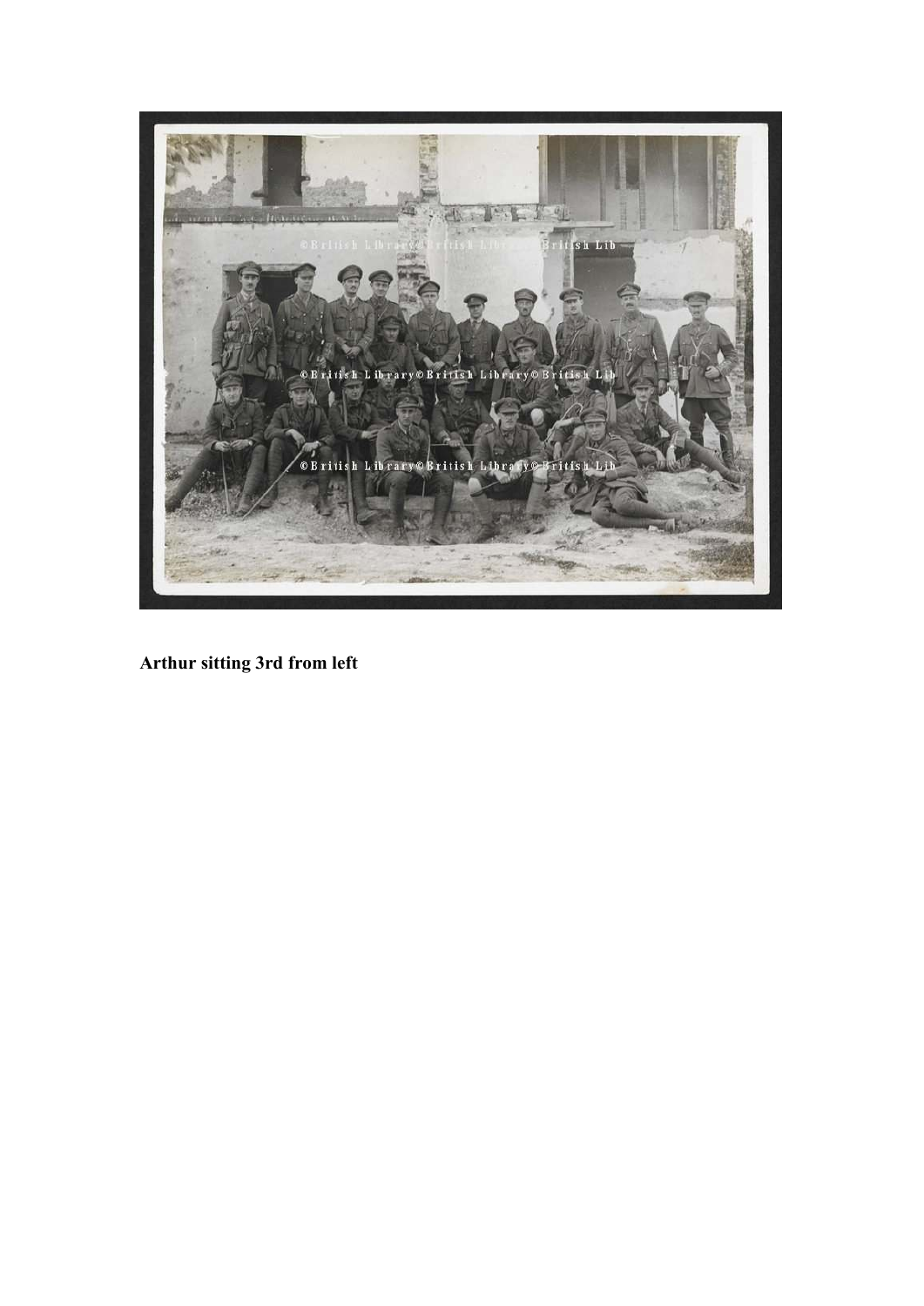**Arthur sitting 3rd from left**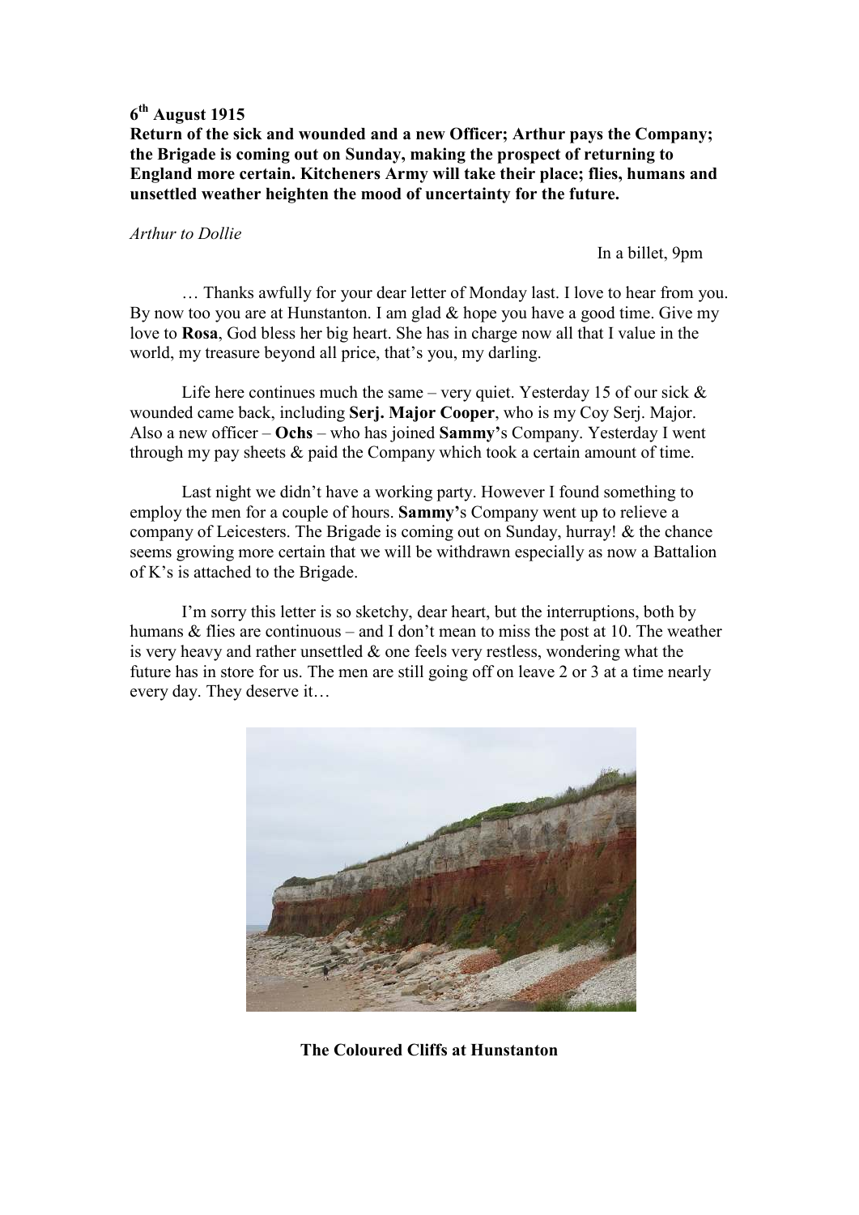**6th August 1915**

**Return of the sick and wounded and a new Officer; Arthur pays the Company; the Brigade is coming out on Sunday, making the prospect of returning to England more certain. Kitcheners Army will take their place; flies, humans and unsettled weather heighten the mood of uncertainty for the future.**

*Arthur to Dollie*

In a billet, 9pm

… Thanks awfully for your dear letter of Monday last. I love to hear from you. By now too you are at Hunstanton. I am glad & hope you have a good time. Give my love to **Rosa**, God bless her big heart. She has in charge now all that I value in the world, my treasure beyond all price, that's you, my darling.

Life here continues much the same – very quiet. Yesterday 15 of our sick & wounded came back, including **Serj. Major Cooper**, who is my Coy Serj. Major. Also a new officer – **Ochs** – who has joined **Sammy'**s Company. Yesterday I went through my pay sheets & paid the Company which took a certain amount of time.

Last night we didn't have a working party. However I found something to employ the men for a couple of hours. **Sammy'**s Company went up to relieve a company of Leicesters. The Brigade is coming out on Sunday, hurray! & the chance seems growing more certain that we will be withdrawn especially as now a Battalion of K's is attached to the Brigade.

I'm sorry this letter is so sketchy, dear heart, but the interruptions, both by humans & flies are continuous – and I don't mean to miss the post at 10. The weather is very heavy and rather unsettled & one feels very restless, wondering what the future has in store for us. The men are still going off on leave 2 or 3 at a time nearly every day. They deserve it…

**The Coloured Cliffs at Hunstanton**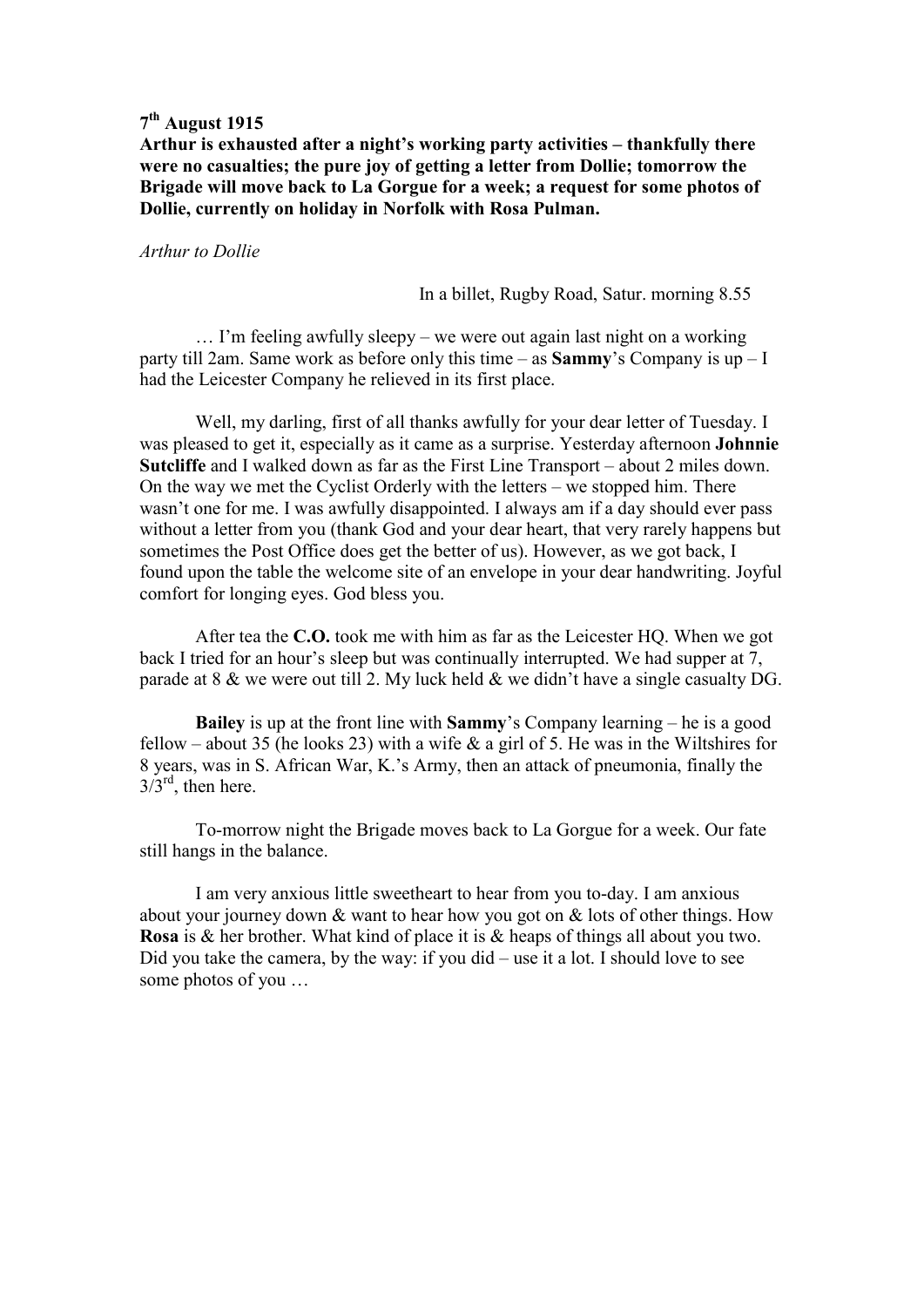**7th August 1915**

**Arthur is exhausted after a night's working party activities – thankfully there were no casualties; the pure joy of getting a letter from Dollie; tomorrow the Brigade will move back to La Gorgue for a week; a request for some photos of Dollie, currently on holiday in Norfolk with Rosa Pulman.**

*Arthur to Dollie*

In a billet, Rugby Road, Satur. morning 8.55

… I'm feeling awfully sleepy – we were out again last night on a working party till 2am. Same work as before only this time – as **Sammy**'s Company is up – I had the Leicester Company he relieved in its first place.

Well, my darling, first of all thanks awfully for your dear letter of Tuesday. I was pleased to get it, especially as it came as a surprise. Yesterday afternoon **Johnnie Sutcliffe** and I walked down as far as the First Line Transport – about 2 miles down. On the way we met the Cyclist Orderly with the letters – we stopped him. There wasn't one for me. I was awfully disappointed. I always am if a day should ever pass without a letter from you (thank God and your dear heart, that very rarely happens but sometimes the Post Office does get the better of us). However, as we got back, I found upon the table the welcome site of an envelope in your dear handwriting. Joyful comfort for longing eyes. God bless you.

After tea the **C.O.** took me with him as far as the Leicester HQ. When we got back I tried for an hour's sleep but was continually interrupted. We had supper at 7, parade at 8 & we were out till 2. My luck held & we didn't have a single casualty DG.

**Bailey** is up at the front line with **Sammy**'s Company learning – he is a good fellow – about 35 (he looks 23) with a wife & a girl of 5. He was in the Wiltshires for 8 years, was in S. African War, K.'s Army, then an attack of pneumonia, finally the 3/3rd, then here.

To-morrow night the Brigade moves back to La Gorgue for a week. Our fate still hangs in the balance.

I am very anxious little sweetheart to hear from you to-day. I am anxious about your journey down & want to hear how you got on & lots of other things. How **Rosa** is & her brother. What kind of place it is & heaps of things all about you two. Did you take the camera, by the way: if you did – use it a lot. I should love to see some photos of you …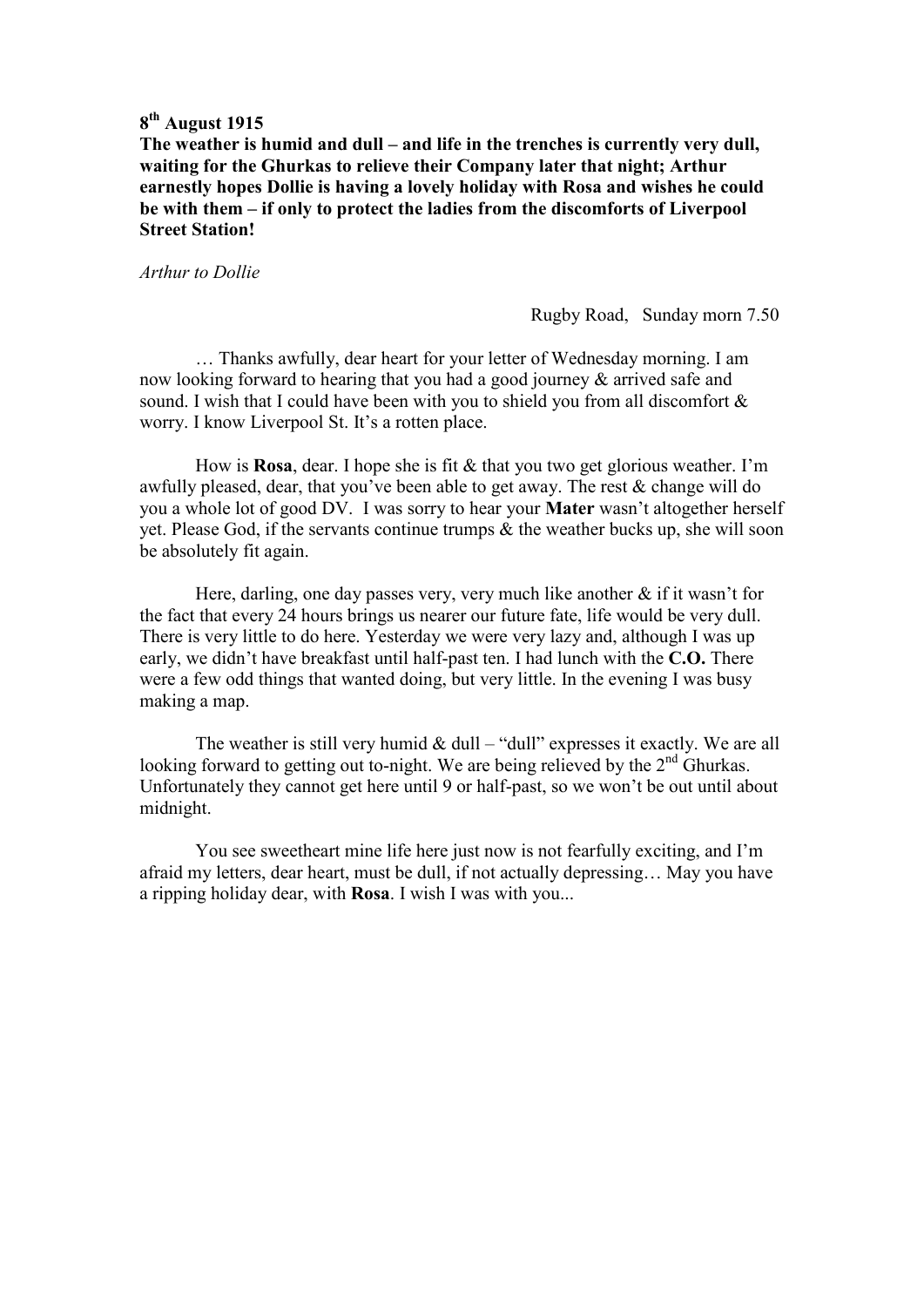**8th August 1915**

**The weather is humid and dull – and life in the trenches is currently very dull, waiting for the Ghurkas to relieve their Company later that night; Arthur earnestly hopes Dollie is having a lovely holiday with Rosa and wishes he could be with them – if only to protect the ladies from the discomforts of Liverpool Street Station!**

*Arthur to Dollie*

Rugby Road, Sunday morn 7.50

… Thanks awfully, dear heart for your letter of Wednesday morning. I am now looking forward to hearing that you had a good journey & arrived safe and sound. I wish that I could have been with you to shield you from all discomfort & worry. I know Liverpool St. It's a rotten place.

How is **Rosa**, dear. I hope she is fit & that you two get glorious weather. I'm awfully pleased, dear, that you've been able to get away. The rest & change will do you a whole lot of good DV. I was sorry to hear your **Mater** wasn't altogether herself yet. Please God, if the servants continue trumps & the weather bucks up, she will soon be absolutely fit again.

Here, darling, one day passes very, very much like another & if it wasn't for the fact that every 24 hours brings us nearer our future fate, life would be very dull. There is very little to do here. Yesterday we were very lazy and, although I was up early, we didn't have breakfast until half-past ten. I had lunch with the **C.O.** There were a few odd things that wanted doing, but very little. In the evening I was busy making a map.

The weather is still very humid & dull – "dull" expresses it exactly. We are all looking forward to getting out to-night. We are being relieved by the 2nd Ghurkas. Unfortunately they cannot get here until 9 or half-past, so we won't be out until about midnight.

You see sweetheart mine life here just now is not fearfully exciting, and I'm afraid my letters, dear heart, must be dull, if not actually depressing… May you have a ripping holiday dear, with **Rosa**. I wish I was with you...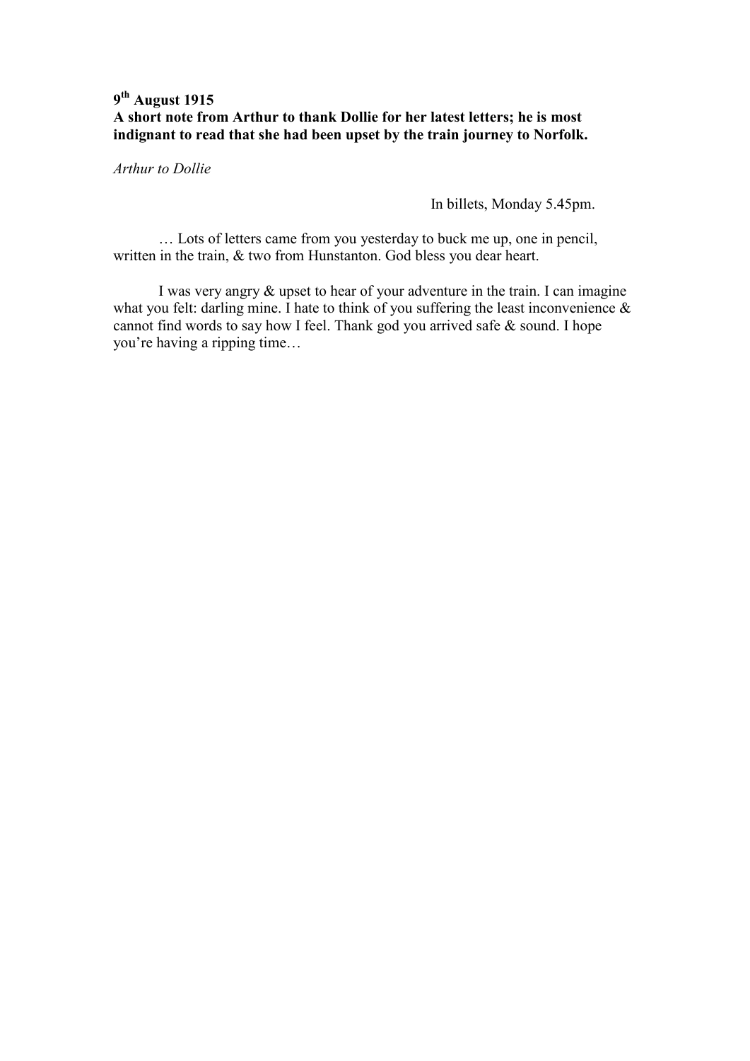**9th August 1915**
**A short note from Arthur to thank Dollie for her latest letters; he is most indignant to read that she had been upset by the train journey to Norfolk.**

*Arthur to Dollie*

In billets, Monday 5.45pm.

… Lots of letters came from you yesterday to buck me up, one in pencil, written in the train, & two from Hunstanton. God bless you dear heart.

I was very angry & upset to hear of your adventure in the train. I can imagine what you felt: darling mine. I hate to think of you suffering the least inconvenience & cannot find words to say how I feel. Thank god you arrived safe & sound. I hope you're having a ripping time…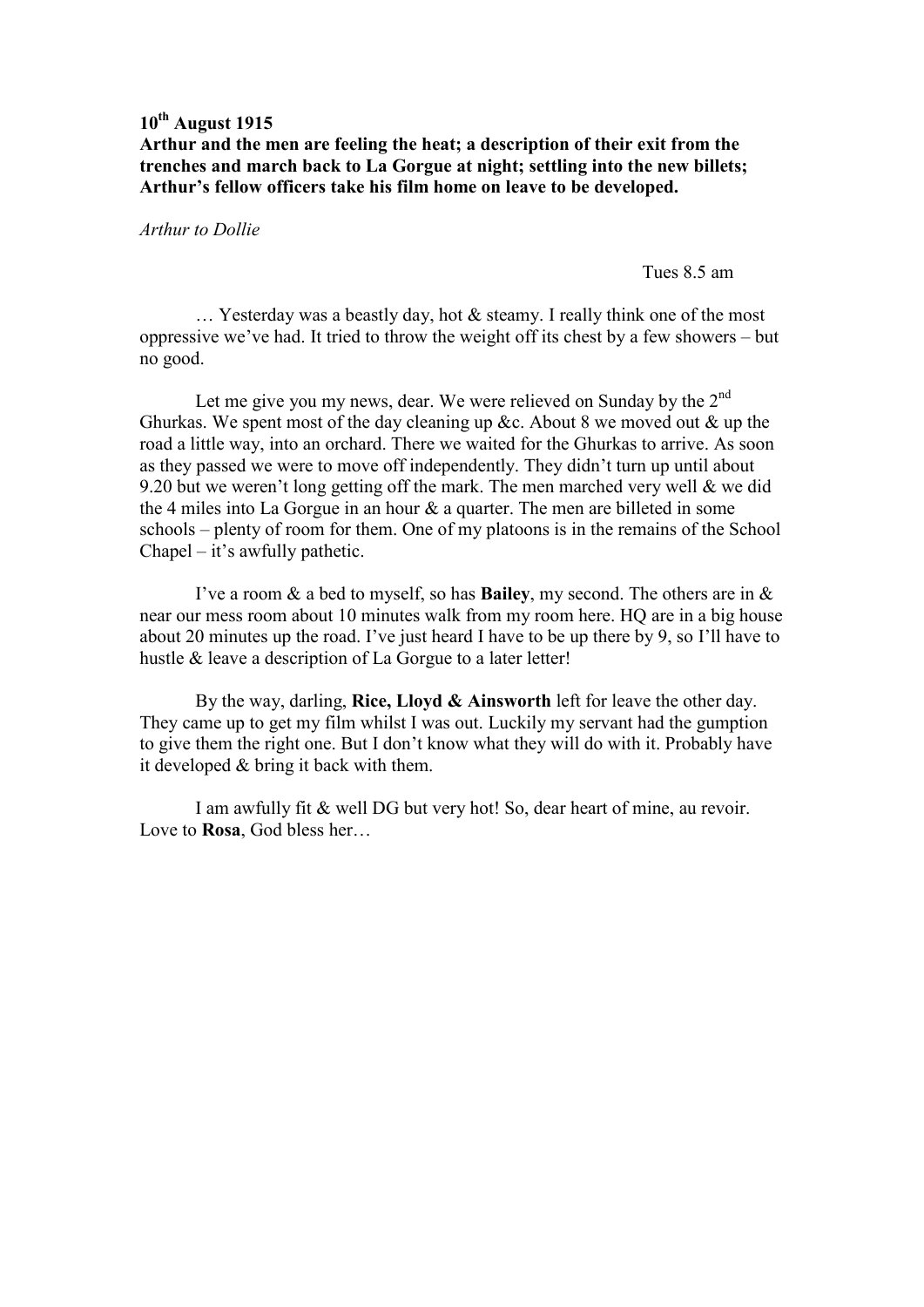**10th August 1915**
**Arthur and the men are feeling the heat; a description of their exit from the trenches and march back to La Gorgue at night; settling into the new billets; Arthur's fellow officers take his film home on leave to be developed.**

*Arthur to Dollie*

Tues 8.5 am

… Yesterday was a beastly day, hot & steamy. I really think one of the most oppressive we've had. It tried to throw the weight off its chest by a few showers – but no good.

Let me give you my news, dear. We were relieved on Sunday by the 2nd Ghurkas. We spent most of the day cleaning up &c. About 8 we moved out & up the road a little way, into an orchard. There we waited for the Ghurkas to arrive. As soon as they passed we were to move off independently. They didn't turn up until about 9.20 but we weren't long getting off the mark. The men marched very well & we did the 4 miles into La Gorgue in an hour & a quarter. The men are billeted in some schools – plenty of room for them. One of my platoons is in the remains of the School Chapel – it's awfully pathetic.

I've a room & a bed to myself, so has **Bailey**, my second. The others are in & near our mess room about 10 minutes walk from my room here. HQ are in a big house about 20 minutes up the road. I've just heard I have to be up there by 9, so I'll have to hustle & leave a description of La Gorgue to a later letter!

By the way, darling, **Rice, Lloyd & Ainsworth** left for leave the other day. They came up to get my film whilst I was out. Luckily my servant had the gumption to give them the right one. But I don't know what they will do with it. Probably have it developed & bring it back with them.

I am awfully fit & well DG but very hot! So, dear heart of mine, au revoir. Love to **Rosa**, God bless her…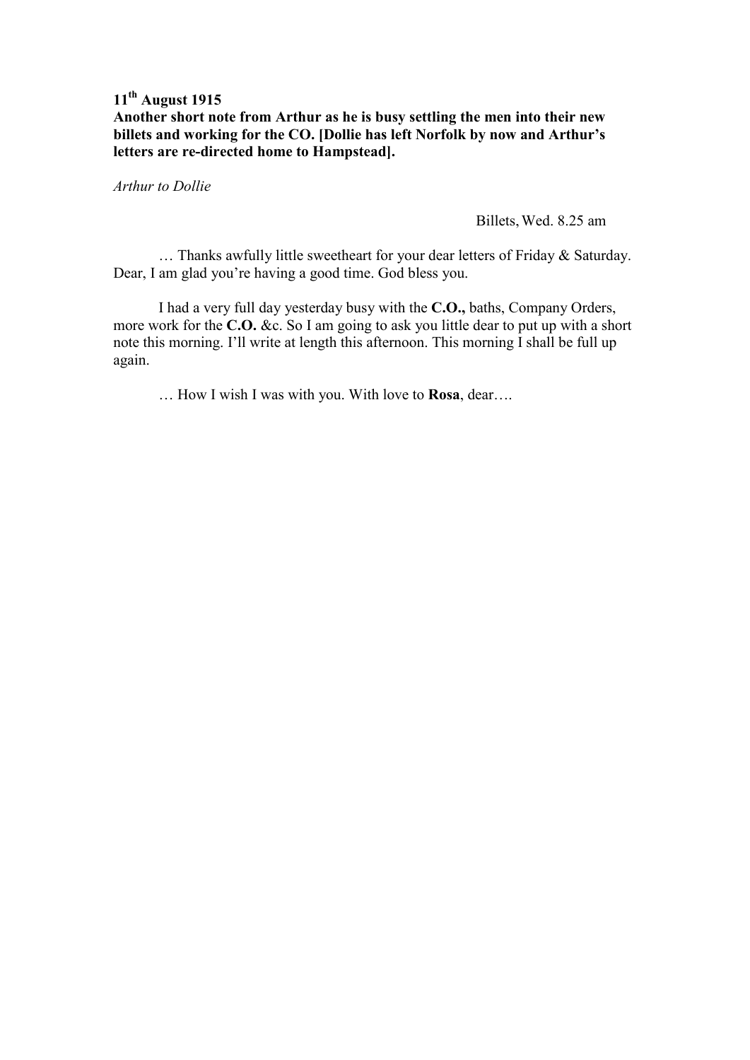**11th August 1915**

**Another short note from Arthur as he is busy settling the men into their new billets and working for the CO. [Dollie has left Norfolk by now and Arthur's letters are re-directed home to Hampstead].**

*Arthur to Dollie*

Billets, Wed. 8.25 am

… Thanks awfully little sweetheart for your dear letters of Friday & Saturday. Dear, I am glad you're having a good time. God bless you.

I had a very full day yesterday busy with the **C.O.,** baths, Company Orders, more work for the **C.O.** &c. So I am going to ask you little dear to put up with a short note this morning. I'll write at length this afternoon. This morning I shall be full up again.

… How I wish I was with you. With love to **Rosa**, dear….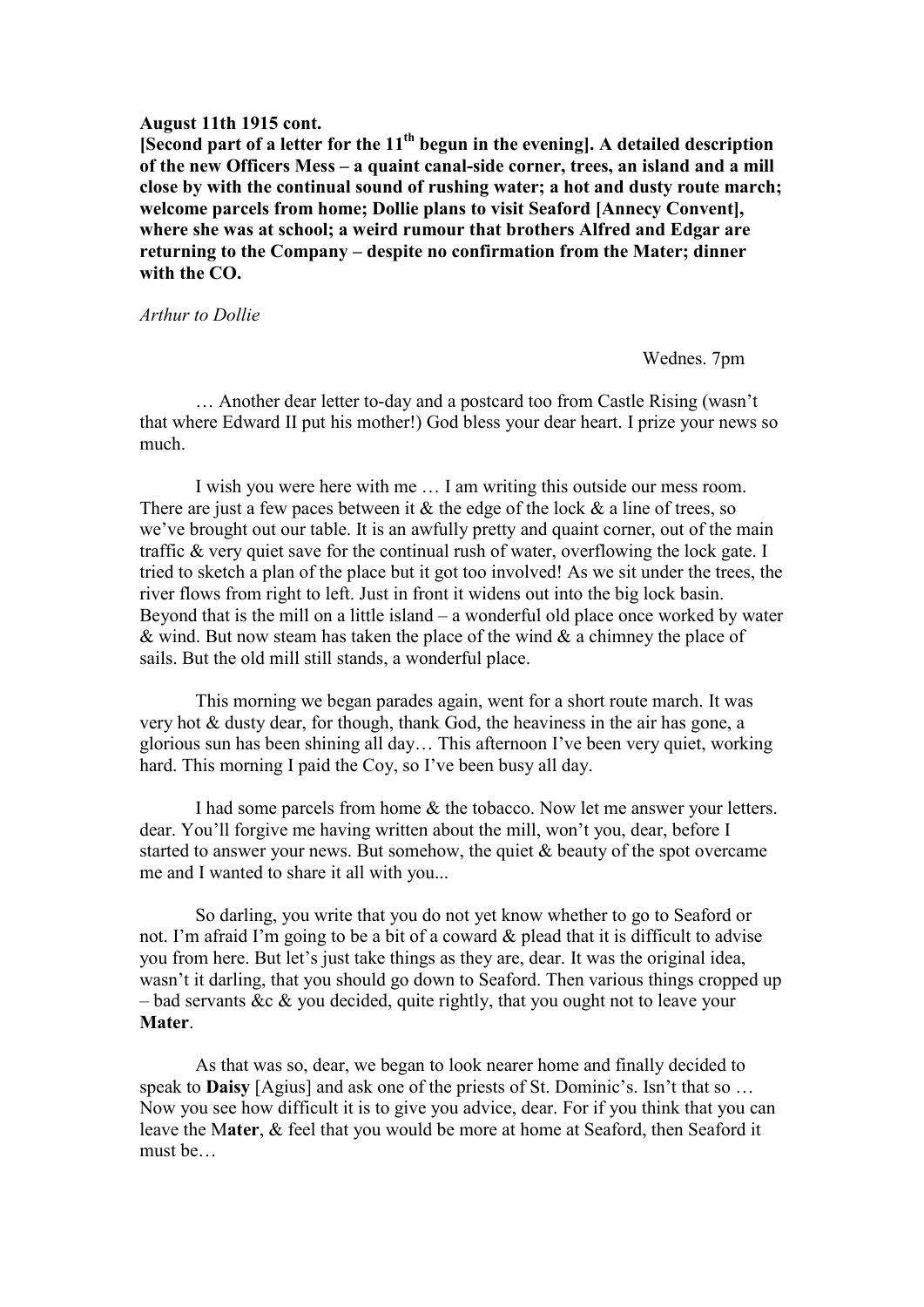**August 11th 1915 cont.**

**[Second part of a letter for the 11th begun in the evening]. A detailed description of the new Officers Mess – a quaint canal-side corner, trees, an island and a mill close by with the continual sound of rushing water; a hot and dusty route march; welcome parcels from home; Dollie plans to visit Seaford [Annecy Convent], where she was at school; a weird rumour that brothers Alfred and Edgar are returning to the Company – despite no confirmation from the Mater; dinner with the CO.**

*Arthur to Dollie*

Wednes. 7pm

… Another dear letter to-day and a postcard too from Castle Rising (wasn't that where Edward II put his mother!) God bless your dear heart. I prize your news so much.

I wish you were here with me … I am writing this outside our mess room. There are just a few paces between it & the edge of the lock & a line of trees, so we've brought out our table. It is an awfully pretty and quaint corner, out of the main traffic & very quiet save for the continual rush of water, overflowing the lock gate. I tried to sketch a plan of the place but it got too involved! As we sit under the trees, the river flows from right to left. Just in front it widens out into the big lock basin. Beyond that is the mill on a little island – a wonderful old place once worked by water & wind. But now steam has taken the place of the wind & a chimney the place of sails. But the old mill still stands, a wonderful place.

This morning we began parades again, went for a short route march. It was very hot & dusty dear, for though, thank God, the heaviness in the air has gone, a glorious sun has been shining all day… This afternoon I've been very quiet, working hard. This morning I paid the Coy, so I've been busy all day.

I had some parcels from home & the tobacco. Now let me answer your letters. dear. You'll forgive me having written about the mill, won't you, dear, before I started to answer your news. But somehow, the quiet & beauty of the spot overcame me and I wanted to share it all with you...

So darling, you write that you do not yet know whether to go to Seaford or not. I'm afraid I'm going to be a bit of a coward & plead that it is difficult to advise you from here. But let's just take things as they are, dear. It was the original idea, wasn't it darling, that you should go down to Seaford. Then various things cropped up – bad servants &c & you decided, quite rightly, that you ought not to leave your **Mater**.

As that was so, dear, we began to look nearer home and finally decided to speak to **Daisy** [Agius] and ask one of the priests of St. Dominic's. Isn't that so … Now you see how difficult it is to give you advice, dear. For if you think that you can leave the M**ater**, & feel that you would be more at home at Seaford, then Seaford it must be…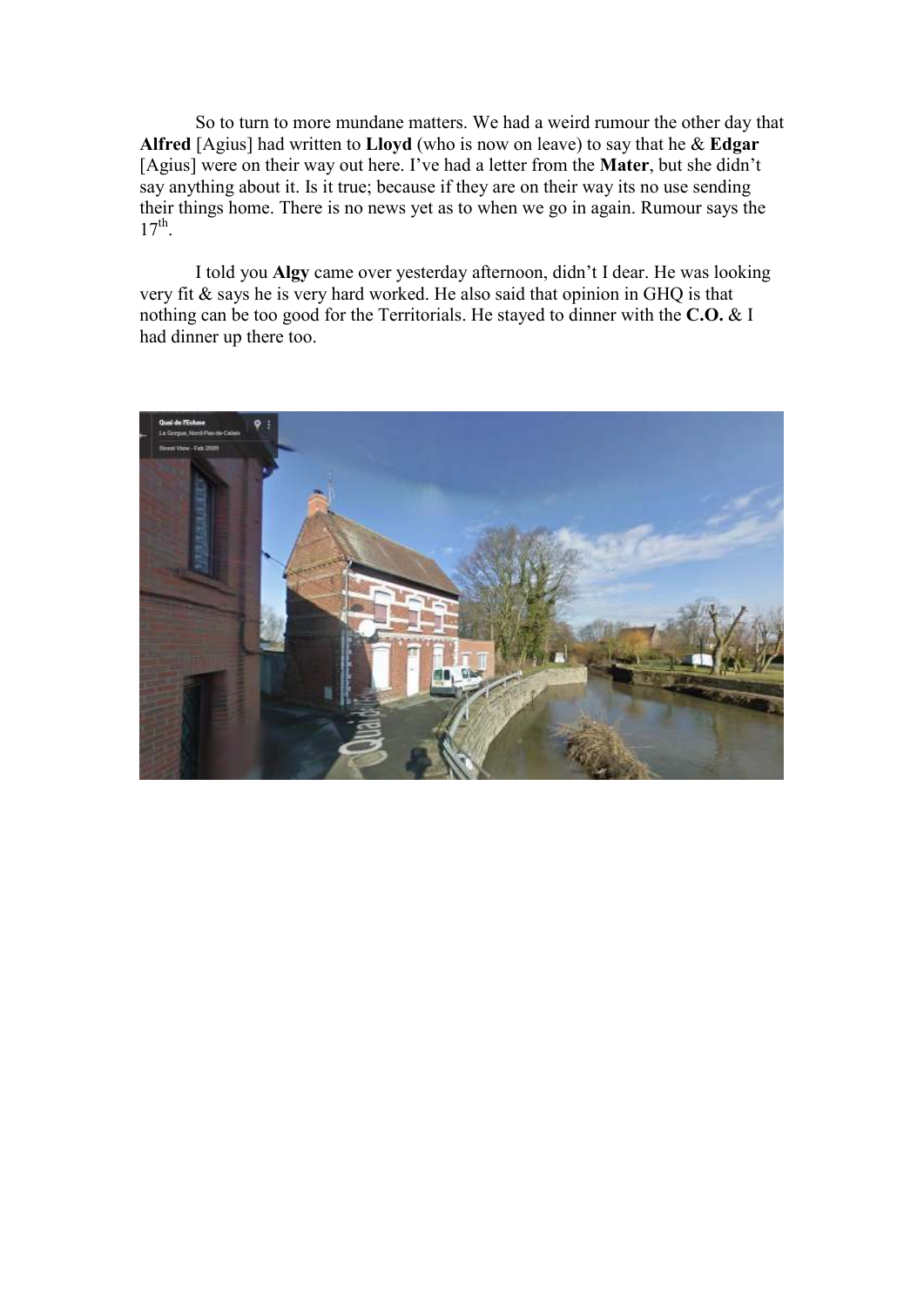So to turn to more mundane matters. We had a weird rumour the other day that **Alfred** [Agius] had written to **Lloyd** (who is now on leave) to say that he & **Edgar** [Agius] were on their way out here. I've had a letter from the **Mater**, but she didn't say anything about it. Is it true; because if they are on their way its no use sending their things home. There is no news yet as to when we go in again. Rumour says the 17th.

I told you **Algy** came over yesterday afternoon, didn't I dear. He was looking very fit & says he is very hard worked. He also said that opinion in GHQ is that nothing can be too good for the Territorials. He stayed to dinner with the **C.O.** & I had dinner up there too.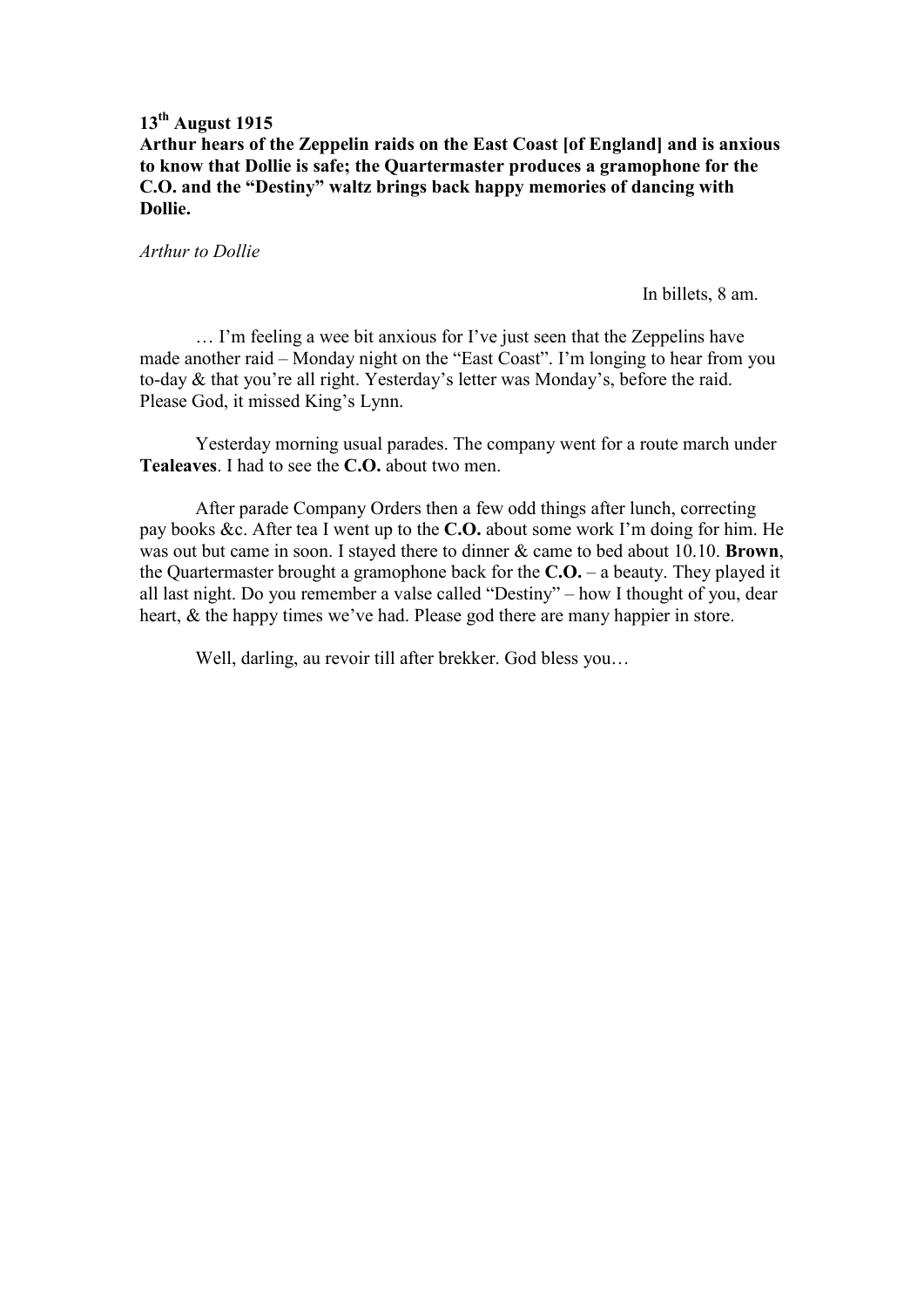**13th August 1915**

**Arthur hears of the Zeppelin raids on the East Coast [of England] and is anxious to know that Dollie is safe; the Quartermaster produces a gramophone for the C.O. and the "Destiny" waltz brings back happy memories of dancing with Dollie.**

*Arthur to Dollie*

In billets, 8 am.

… I'm feeling a wee bit anxious for I've just seen that the Zeppelins have made another raid – Monday night on the "East Coast". I'm longing to hear from you to-day & that you're all right. Yesterday's letter was Monday's, before the raid. Please God, it missed King's Lynn.

Yesterday morning usual parades. The company went for a route march under **Tealeaves**. I had to see the **C.O.** about two men.

After parade Company Orders then a few odd things after lunch, correcting pay books &c. After tea I went up to the **C.O.** about some work I'm doing for him. He was out but came in soon. I stayed there to dinner & came to bed about 10.10. **Brown**, the Quartermaster brought a gramophone back for the **C.O.** – a beauty. They played it all last night. Do you remember a valse called "Destiny" – how I thought of you, dear heart, & the happy times we've had. Please god there are many happier in store.

Well, darling, au revoir till after brekker. God bless you…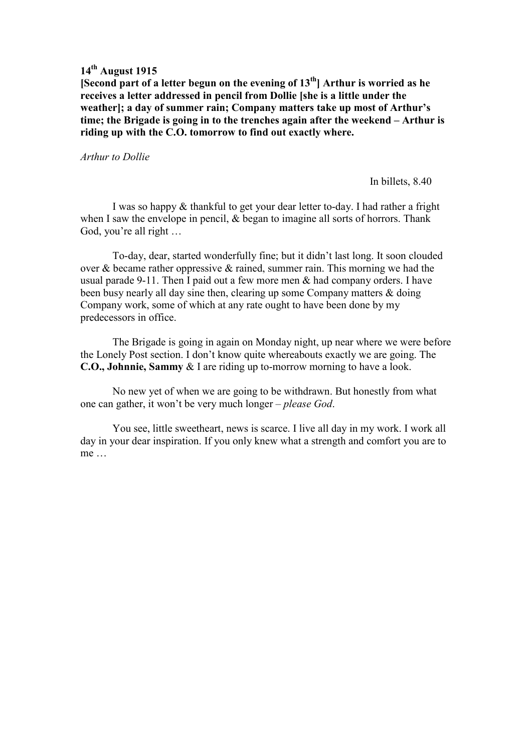**14th August 1915**

**[Second part of a letter begun on the evening of 13th] Arthur is worried as he receives a letter addressed in pencil from Dollie [she is a little under the weather]; a day of summer rain; Company matters take up most of Arthur's time; the Brigade is going in to the trenches again after the weekend – Arthur is riding up with the C.O. tomorrow to find out exactly where.**

*Arthur to Dollie*

In billets, 8.40

I was so happy & thankful to get your dear letter to-day. I had rather a fright when I saw the envelope in pencil, & began to imagine all sorts of horrors. Thank God, you're all right …

To-day, dear, started wonderfully fine; but it didn't last long. It soon clouded over & became rather oppressive & rained, summer rain. This morning we had the usual parade 9-11. Then I paid out a few more men & had company orders. I have been busy nearly all day sine then, clearing up some Company matters & doing Company work, some of which at any rate ought to have been done by my predecessors in office.

The Brigade is going in again on Monday night, up near where we were before the Lonely Post section. I don't know quite whereabouts exactly we are going. The **C.O., Johnnie, Sammy** & I are riding up to-morrow morning to have a look.

No new yet of when we are going to be withdrawn. But honestly from what one can gather, it won't be very much longer – *please God*.

You see, little sweetheart, news is scarce. I live all day in my work. I work all day in your dear inspiration. If you only knew what a strength and comfort you are to me …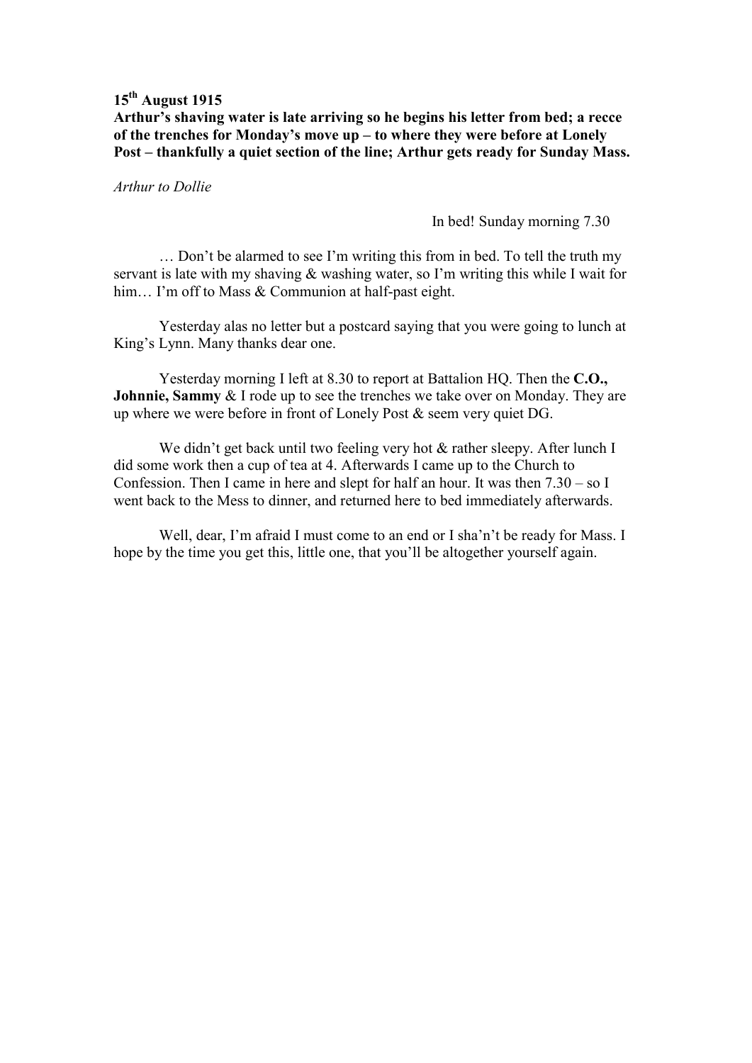**15th August 1915**
**Arthur's shaving water is late arriving so he begins his letter from bed; a recce of the trenches for Monday's move up – to where they were before at Lonely Post – thankfully a quiet section of the line; Arthur gets ready for Sunday Mass.**

*Arthur to Dollie*

In bed! Sunday morning 7.30

… Don't be alarmed to see I'm writing this from in bed. To tell the truth my servant is late with my shaving & washing water, so I'm writing this while I wait for him… I'm off to Mass & Communion at half-past eight.

Yesterday alas no letter but a postcard saying that you were going to lunch at King's Lynn. Many thanks dear one.

Yesterday morning I left at 8.30 to report at Battalion HQ. Then the **C.O., Johnnie, Sammy** & I rode up to see the trenches we take over on Monday. They are up where we were before in front of Lonely Post & seem very quiet DG.

We didn't get back until two feeling very hot & rather sleepy. After lunch I did some work then a cup of tea at 4. Afterwards I came up to the Church to Confession. Then I came in here and slept for half an hour. It was then 7.30 – so I went back to the Mess to dinner, and returned here to bed immediately afterwards.

Well, dear, I'm afraid I must come to an end or I sha'n't be ready for Mass. I hope by the time you get this, little one, that you'll be altogether yourself again.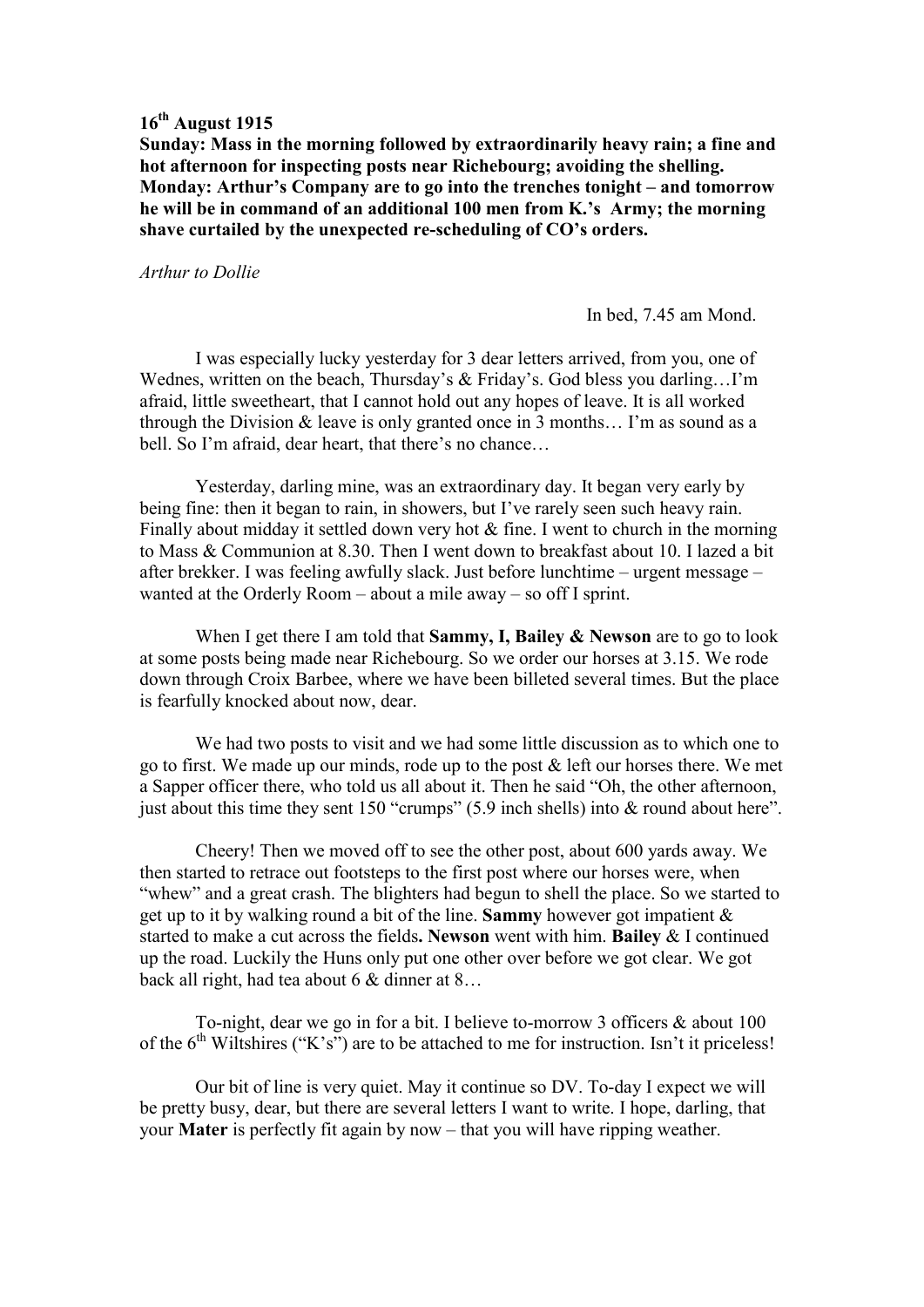**16th August 1915**

**Sunday: Mass in the morning followed by extraordinarily heavy rain; a fine and hot afternoon for inspecting posts near Richebourg; avoiding the shelling. Monday: Arthur's Company are to go into the trenches tonight – and tomorrow he will be in command of an additional 100 men from K.'s Army; the morning shave curtailed by the unexpected re-scheduling of CO's orders.**

*Arthur to Dollie*

In bed, 7.45 am Mond.

I was especially lucky yesterday for 3 dear letters arrived, from you, one of Wednes, written on the beach, Thursday's & Friday's. God bless you darling…I'm afraid, little sweetheart, that I cannot hold out any hopes of leave. It is all worked through the Division & leave is only granted once in 3 months… I'm as sound as a bell. So I'm afraid, dear heart, that there's no chance…

Yesterday, darling mine, was an extraordinary day. It began very early by being fine: then it began to rain, in showers, but I've rarely seen such heavy rain. Finally about midday it settled down very hot & fine. I went to church in the morning to Mass & Communion at 8.30. Then I went down to breakfast about 10. I lazed a bit after brekker. I was feeling awfully slack. Just before lunchtime – urgent message – wanted at the Orderly Room – about a mile away – so off I sprint.

When I get there I am told that **Sammy, I, Bailey & Newson** are to go to look at some posts being made near Richebourg. So we order our horses at 3.15. We rode down through Croix Barbee, where we have been billeted several times. But the place is fearfully knocked about now, dear.

We had two posts to visit and we had some little discussion as to which one to go to first. We made up our minds, rode up to the post & left our horses there. We met a Sapper officer there, who told us all about it. Then he said "Oh, the other afternoon, just about this time they sent 150 "crumps" (5.9 inch shells) into & round about here".

Cheery! Then we moved off to see the other post, about 600 yards away. We then started to retrace out footsteps to the first post where our horses were, when "whew" and a great crash. The blighters had begun to shell the place. So we started to get up to it by walking round a bit of the line. **Sammy** however got impatient & started to make a cut across the fields**. Newson** went with him. **Bailey** & I continued up the road. Luckily the Huns only put one other over before we got clear. We got back all right, had tea about 6 & dinner at 8…

To-night, dear we go in for a bit. I believe to-morrow 3 officers & about 100 of the 6th Wiltshires ("K's") are to be attached to me for instruction. Isn't it priceless!

Our bit of line is very quiet. May it continue so DV. To-day I expect we will be pretty busy, dear, but there are several letters I want to write. I hope, darling, that your **Mater** is perfectly fit again by now – that you will have ripping weather.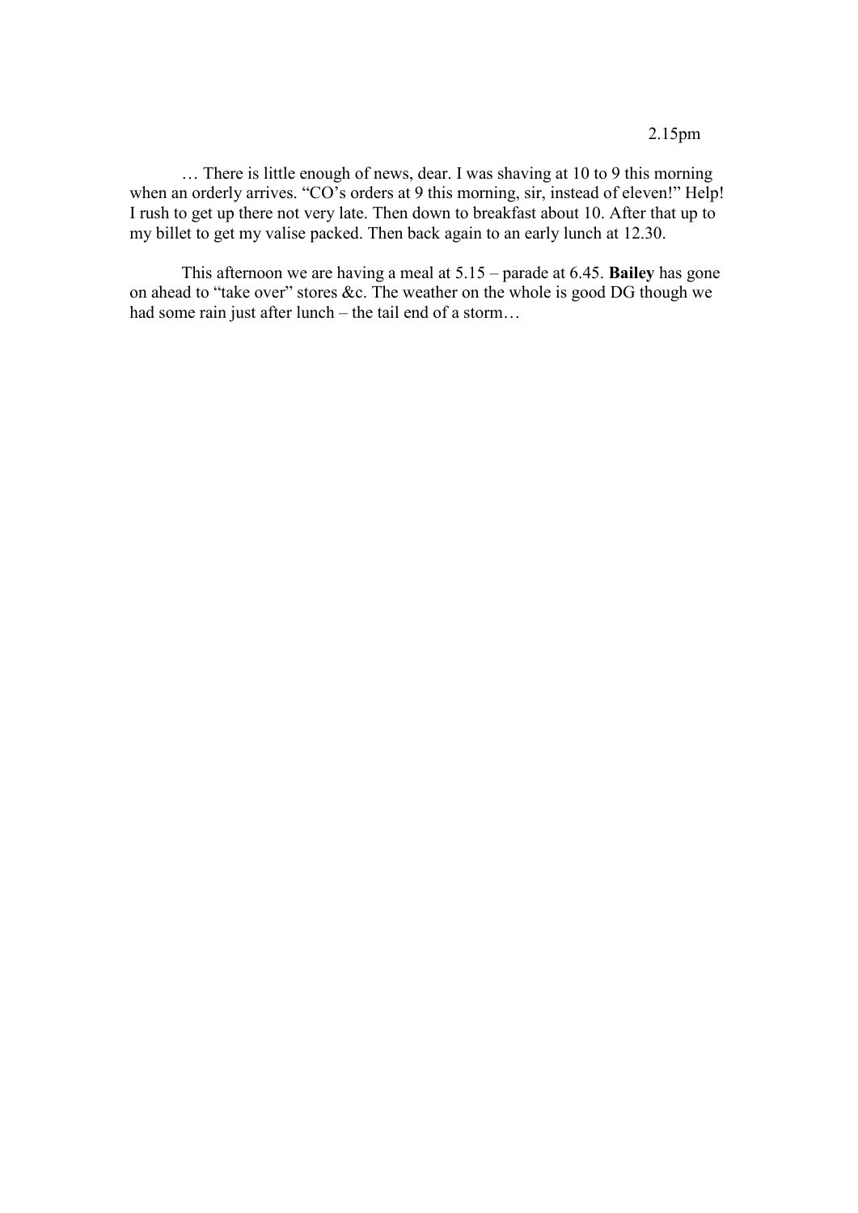2.15pm

… There is little enough of news, dear. I was shaving at 10 to 9 this morning when an orderly arrives. "CO's orders at 9 this morning, sir, instead of eleven!" Help! I rush to get up there not very late. Then down to breakfast about 10. After that up to my billet to get my valise packed. Then back again to an early lunch at 12.30.

This afternoon we are having a meal at 5.15 – parade at 6.45. **Bailey** has gone on ahead to "take over" stores &c. The weather on the whole is good DG though we had some rain just after lunch – the tail end of a storm…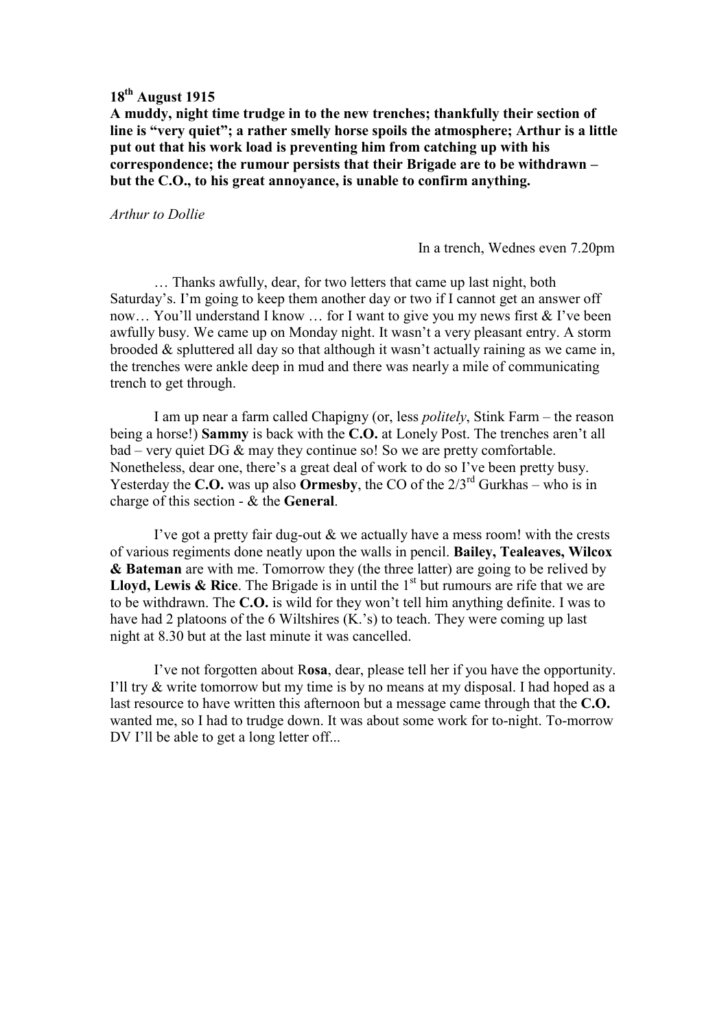**18th August 1915**

**A muddy, night time trudge in to the new trenches; thankfully their section of line is "very quiet"; a rather smelly horse spoils the atmosphere; Arthur is a little put out that his work load is preventing him from catching up with his correspondence; the rumour persists that their Brigade are to be withdrawn – but the C.O., to his great annoyance, is unable to confirm anything.**

*Arthur to Dollie*

In a trench, Wednes even 7.20pm

… Thanks awfully, dear, for two letters that came up last night, both Saturday's. I'm going to keep them another day or two if I cannot get an answer off now… You'll understand I know … for I want to give you my news first & I've been awfully busy. We came up on Monday night. It wasn't a very pleasant entry. A storm brooded & spluttered all day so that although it wasn't actually raining as we came in, the trenches were ankle deep in mud and there was nearly a mile of communicating trench to get through.

I am up near a farm called Chapigny (or, less *politely*, Stink Farm – the reason being a horse!) **Sammy** is back with the **C.O.** at Lonely Post. The trenches aren't all bad – very quiet DG & may they continue so! So we are pretty comfortable. Nonetheless, dear one, there's a great deal of work to do so I've been pretty busy. Yesterday the **C.O.** was up also **Ormesby**, the CO of the 2/3rd Gurkhas – who is in charge of this section - & the **General**.

I've got a pretty fair dug-out & we actually have a mess room! with the crests of various regiments done neatly upon the walls in pencil. **Bailey, Tealeaves, Wilcox & Bateman** are with me. Tomorrow they (the three latter) are going to be relived by **Lloyd, Lewis & Rice**. The Brigade is in until the 1st but rumours are rife that we are to be withdrawn. The **C.O.** is wild for they won't tell him anything definite. I was to have had 2 platoons of the 6 Wiltshires (K.'s) to teach. They were coming up last night at 8.30 but at the last minute it was cancelled.

I've not forgotten about R**osa**, dear, please tell her if you have the opportunity. I'll try & write tomorrow but my time is by no means at my disposal. I had hoped as a last resource to have written this afternoon but a message came through that the **C.O.** wanted me, so I had to trudge down. It was about some work for to-night. To-morrow DV I'll be able to get a long letter off...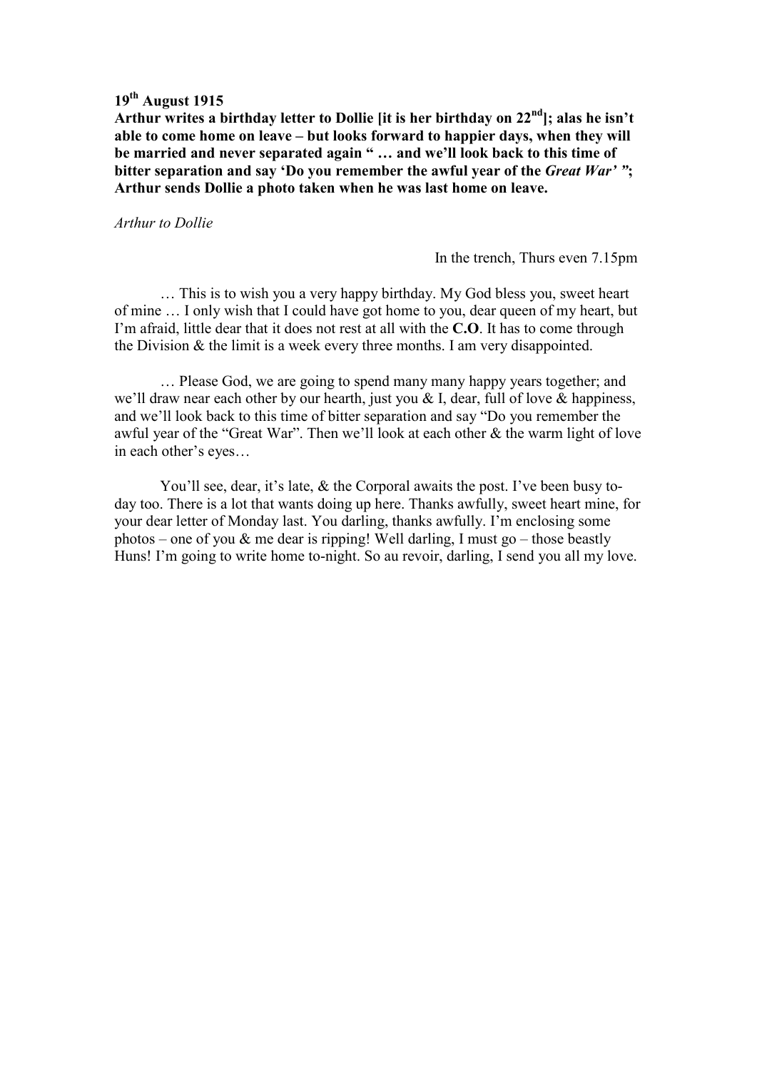**19th August 1915**
**Arthur writes a birthday letter to Dollie [it is her birthday on 22nd]; alas he isn't able to come home on leave – but looks forward to happier days, when they will be married and never separated again " … and we'll look back to this time of bitter separation and say 'Do you remember the awful year of the *Great War'* ";** **Arthur sends Dollie a photo taken when he was last home on leave.**

*Arthur to Dollie*

In the trench, Thurs even 7.15pm

… This is to wish you a very happy birthday. My God bless you, sweet heart of mine … I only wish that I could have got home to you, dear queen of my heart, but I'm afraid, little dear that it does not rest at all with the **C.O**. It has to come through the Division & the limit is a week every three months. I am very disappointed.

… Please God, we are going to spend many many happy years together; and we'll draw near each other by our hearth, just you & I, dear, full of love & happiness, and we'll look back to this time of bitter separation and say "Do you remember the awful year of the "Great War". Then we'll look at each other & the warm light of love in each other's eyes…

You'll see, dear, it's late, & the Corporal awaits the post. I've been busy to-day too. There is a lot that wants doing up here. Thanks awfully, sweet heart mine, for your dear letter of Monday last. You darling, thanks awfully. I'm enclosing some photos – one of you & me dear is ripping! Well darling, I must go – those beastly Huns! I'm going to write home to-night. So au revoir, darling, I send you all my love.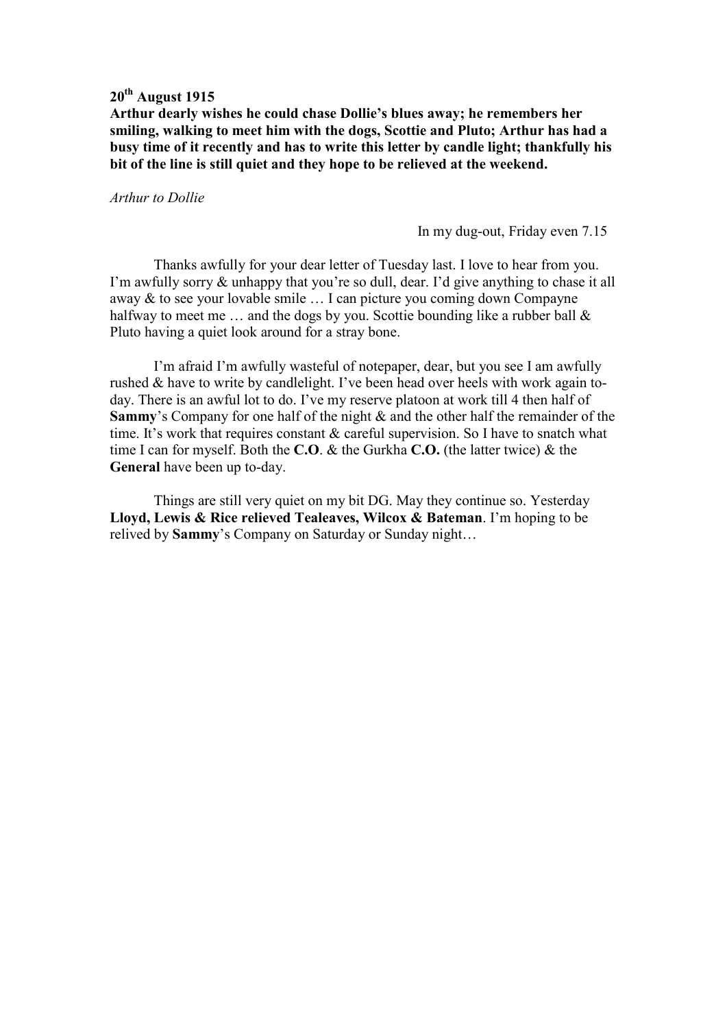**20th August 1915**
**Arthur dearly wishes he could chase Dollie's blues away; he remembers her smiling, walking to meet him with the dogs, Scottie and Pluto; Arthur has had a busy time of it recently and has to write this letter by candle light; thankfully his bit of the line is still quiet and they hope to be relieved at the weekend.**

*Arthur to Dollie*

In my dug-out, Friday even 7.15

Thanks awfully for your dear letter of Tuesday last. I love to hear from you. I'm awfully sorry & unhappy that you're so dull, dear. I'd give anything to chase it all away & to see your lovable smile … I can picture you coming down Compayne halfway to meet me … and the dogs by you. Scottie bounding like a rubber ball & Pluto having a quiet look around for a stray bone.

I'm afraid I'm awfully wasteful of notepaper, dear, but you see I am awfully rushed & have to write by candlelight. I've been head over heels with work again to-day. There is an awful lot to do. I've my reserve platoon at work till 4 then half of **Sammy**'s Company for one half of the night & and the other half the remainder of the time. It's work that requires constant & careful supervision. So I have to snatch what time I can for myself. Both the **C.O**. & the Gurkha **C.O.** (the latter twice) & the **General** have been up to-day.

Things are still very quiet on my bit DG. May they continue so. Yesterday **Lloyd, Lewis & Rice relieved Tealeaves, Wilcox & Bateman**. I'm hoping to be relived by **Sammy**'s Company on Saturday or Sunday night…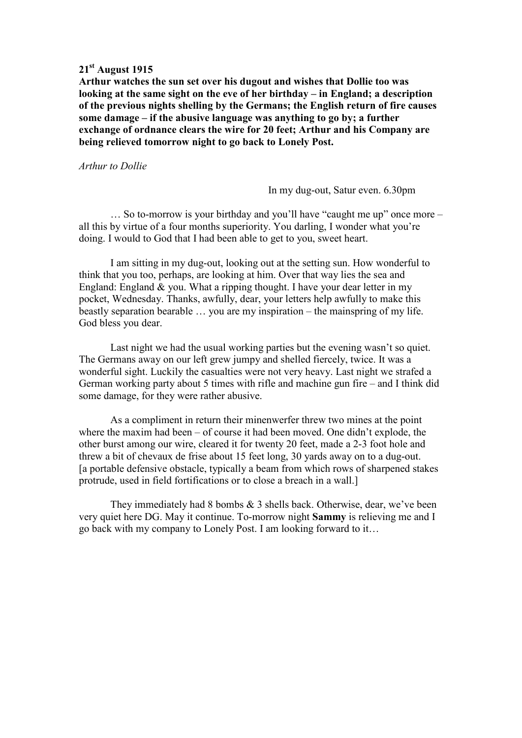**21st August 1915**

**Arthur watches the sun set over his dugout and wishes that Dollie too was looking at the same sight on the eve of her birthday – in England; a description of the previous nights shelling by the Germans; the English return of fire causes some damage – if the abusive language was anything to go by; a further exchange of ordnance clears the wire for 20 feet; Arthur and his Company are being relieved tomorrow night to go back to Lonely Post.**

*Arthur to Dollie*

In my dug-out, Satur even. 6.30pm

… So to-morrow is your birthday and you'll have "caught me up" once more – all this by virtue of a four months superiority. You darling, I wonder what you're doing. I would to God that I had been able to get to you, sweet heart.

I am sitting in my dug-out, looking out at the setting sun. How wonderful to think that you too, perhaps, are looking at him. Over that way lies the sea and England: England & you. What a ripping thought. I have your dear letter in my pocket, Wednesday. Thanks, awfully, dear, your letters help awfully to make this beastly separation bearable … you are my inspiration – the mainspring of my life. God bless you dear.

Last night we had the usual working parties but the evening wasn't so quiet. The Germans away on our left grew jumpy and shelled fiercely, twice. It was a wonderful sight. Luckily the casualties were not very heavy. Last night we strafed a German working party about 5 times with rifle and machine gun fire – and I think did some damage, for they were rather abusive.

As a compliment in return their minenwerfer threw two mines at the point where the maxim had been – of course it had been moved. One didn't explode, the other burst among our wire, cleared it for twenty 20 feet, made a 2-3 foot hole and threw a bit of chevaux de frise about 15 feet long, 30 yards away on to a dug-out. [a portable defensive obstacle, typically a beam from which rows of sharpened stakes protrude, used in field fortifications or to close a breach in a wall.]

They immediately had 8 bombs & 3 shells back. Otherwise, dear, we've been very quiet here DG. May it continue. To-morrow night **Sammy** is relieving me and I go back with my company to Lonely Post. I am looking forward to it…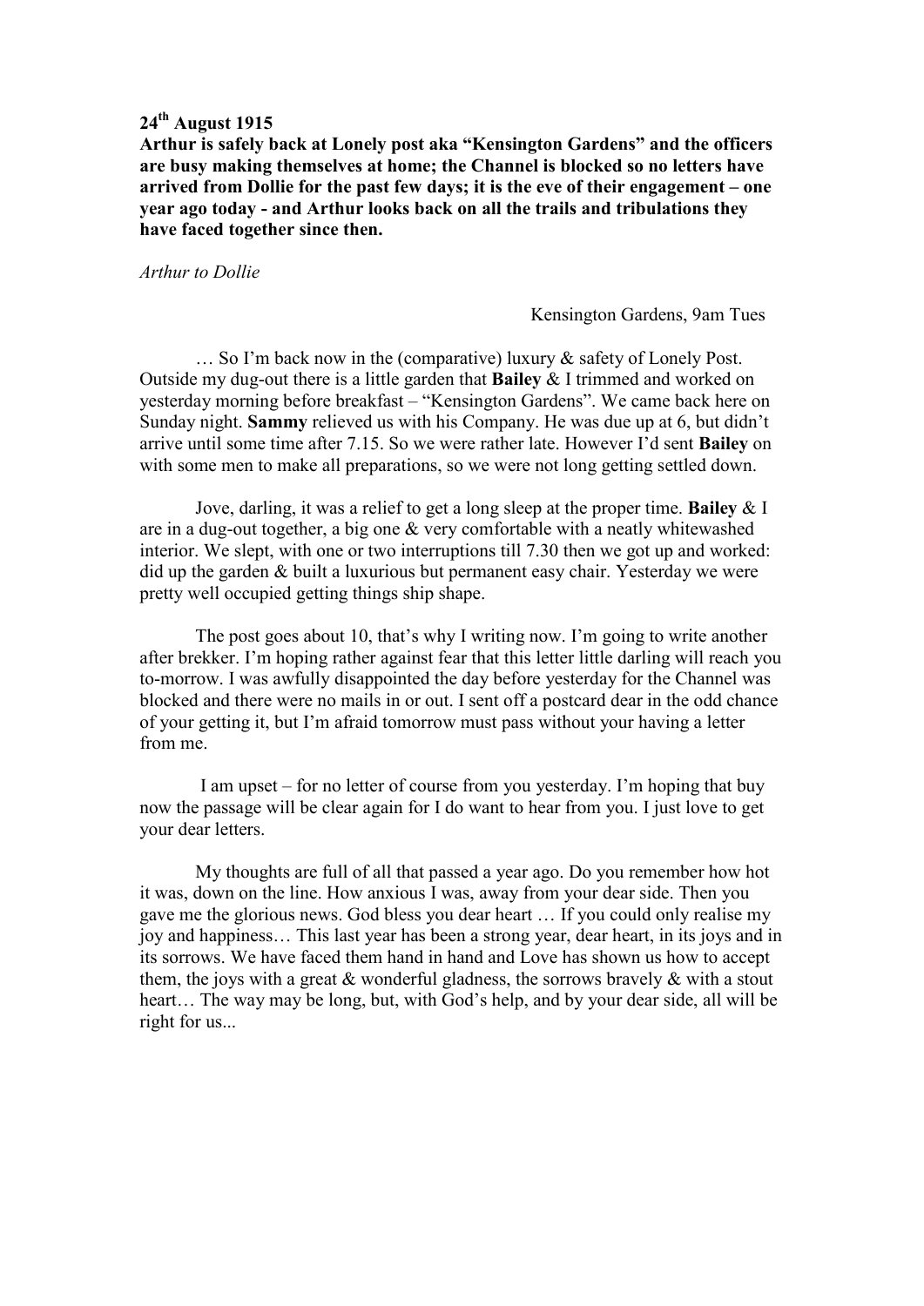**24th August 1915**

**Arthur is safely back at Lonely post aka "Kensington Gardens" and the officers are busy making themselves at home; the Channel is blocked so no letters have arrived from Dollie for the past few days; it is the eve of their engagement – one year ago today - and Arthur looks back on all the trails and tribulations they have faced together since then.**

*Arthur to Dollie*

Kensington Gardens, 9am Tues

… So I'm back now in the (comparative) luxury & safety of Lonely Post. Outside my dug-out there is a little garden that **Bailey** & I trimmed and worked on yesterday morning before breakfast – "Kensington Gardens". We came back here on Sunday night. **Sammy** relieved us with his Company. He was due up at 6, but didn't arrive until some time after 7.15. So we were rather late. However I'd sent **Bailey** on with some men to make all preparations, so we were not long getting settled down.

Jove, darling, it was a relief to get a long sleep at the proper time. **Bailey** & I are in a dug-out together, a big one & very comfortable with a neatly whitewashed interior. We slept, with one or two interruptions till 7.30 then we got up and worked: did up the garden & built a luxurious but permanent easy chair. Yesterday we were pretty well occupied getting things ship shape.

The post goes about 10, that's why I writing now. I'm going to write another after brekker. I'm hoping rather against fear that this letter little darling will reach you to-morrow. I was awfully disappointed the day before yesterday for the Channel was blocked and there were no mails in or out. I sent off a postcard dear in the odd chance of your getting it, but I'm afraid tomorrow must pass without your having a letter from me.

I am upset – for no letter of course from you yesterday. I'm hoping that buy now the passage will be clear again for I do want to hear from you. I just love to get your dear letters.

My thoughts are full of all that passed a year ago. Do you remember how hot it was, down on the line. How anxious I was, away from your dear side. Then you gave me the glorious news. God bless you dear heart … If you could only realise my joy and happiness… This last year has been a strong year, dear heart, in its joys and in its sorrows. We have faced them hand in hand and Love has shown us how to accept them, the joys with a great & wonderful gladness, the sorrows bravely & with a stout heart… The way may be long, but, with God's help, and by your dear side, all will be right for us...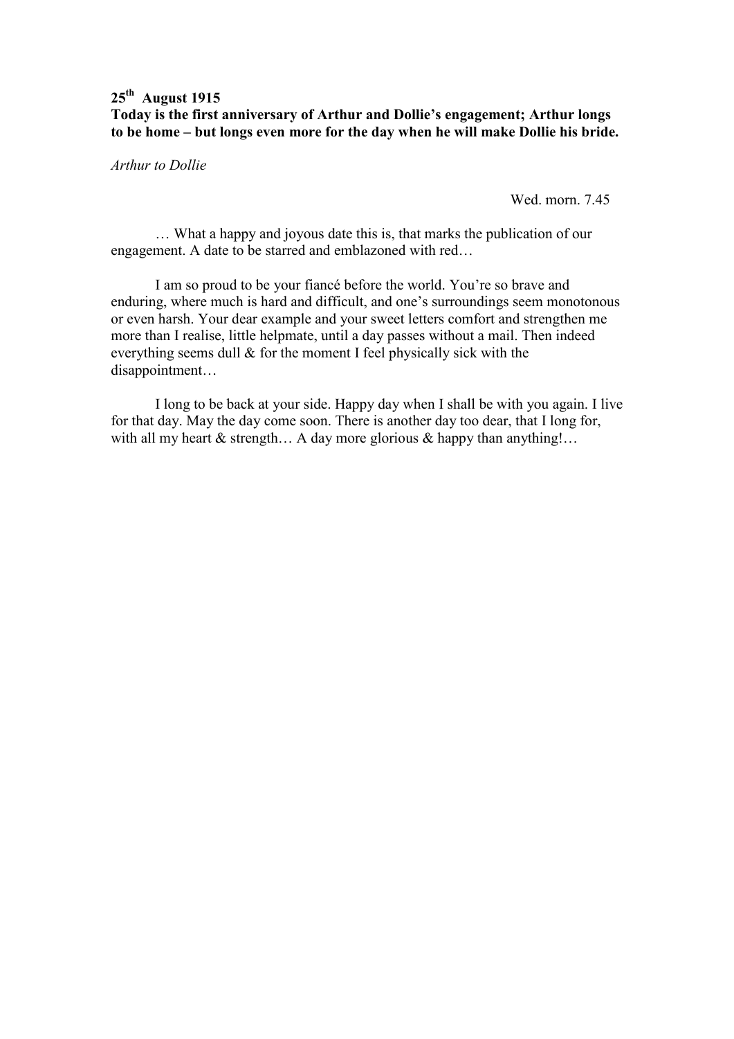**25th August 1915**
**Today is the first anniversary of Arthur and Dollie's engagement; Arthur longs to be home – but longs even more for the day when he will make Dollie his bride.**

*Arthur to Dollie*

Wed. morn. 7.45

… What a happy and joyous date this is, that marks the publication of our engagement. A date to be starred and emblazoned with red…

I am so proud to be your fiancé before the world. You're so brave and enduring, where much is hard and difficult, and one's surroundings seem monotonous or even harsh. Your dear example and your sweet letters comfort and strengthen me more than I realise, little helpmate, until a day passes without a mail. Then indeed everything seems dull & for the moment I feel physically sick with the disappointment…

I long to be back at your side. Happy day when I shall be with you again. I live for that day. May the day come soon. There is another day too dear, that I long for, with all my heart & strength… A day more glorious & happy than anything!…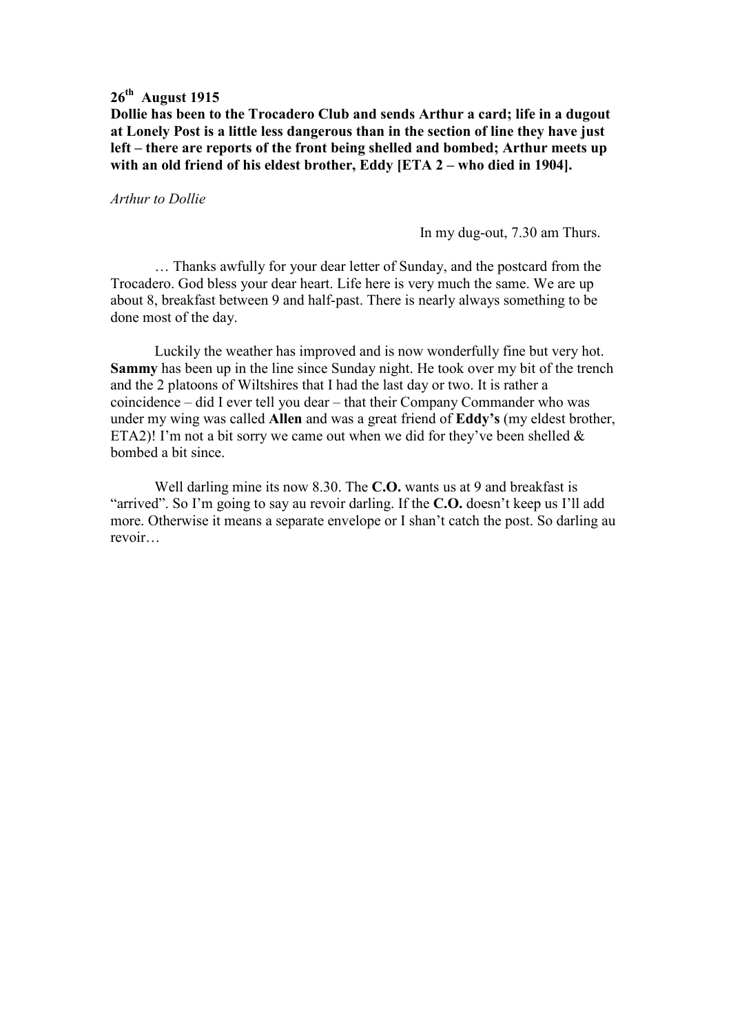**26th August 1915**

**Dollie has been to the Trocadero Club and sends Arthur a card; life in a dugout at Lonely Post is a little less dangerous than in the section of line they have just left – there are reports of the front being shelled and bombed; Arthur meets up with an old friend of his eldest brother, Eddy [ETA 2 – who died in 1904].**

*Arthur to Dollie*

In my dug-out, 7.30 am Thurs.

… Thanks awfully for your dear letter of Sunday, and the postcard from the Trocadero. God bless your dear heart. Life here is very much the same. We are up about 8, breakfast between 9 and half-past. There is nearly always something to be done most of the day.

Luckily the weather has improved and is now wonderfully fine but very hot. **Sammy** has been up in the line since Sunday night. He took over my bit of the trench and the 2 platoons of Wiltshires that I had the last day or two. It is rather a coincidence – did I ever tell you dear – that their Company Commander who was under my wing was called **Allen** and was a great friend of **Eddy's** (my eldest brother, ETA2)! I'm not a bit sorry we came out when we did for they've been shelled & bombed a bit since.

Well darling mine its now 8.30. The **C.O.** wants us at 9 and breakfast is "arrived". So I'm going to say au revoir darling. If the **C.O.** doesn't keep us I'll add more. Otherwise it means a separate envelope or I shan't catch the post. So darling au revoir…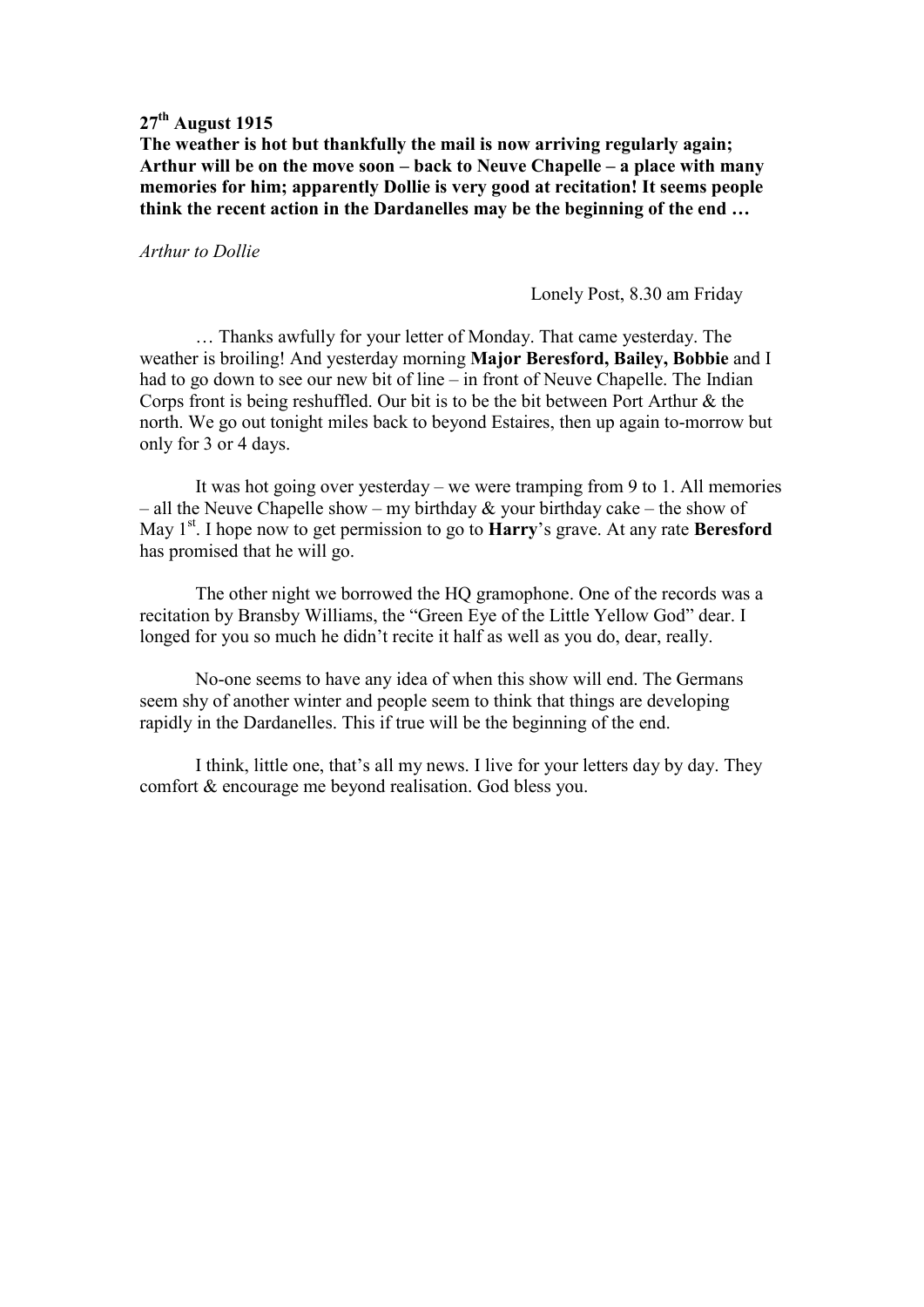**27th August 1915**

**The weather is hot but thankfully the mail is now arriving regularly again; Arthur will be on the move soon – back to Neuve Chapelle – a place with many memories for him; apparently Dollie is very good at recitation! It seems people think the recent action in the Dardanelles may be the beginning of the end …**

*Arthur to Dollie*

Lonely Post, 8.30 am Friday

… Thanks awfully for your letter of Monday. That came yesterday. The weather is broiling! And yesterday morning **Major Beresford, Bailey, Bobbie** and I had to go down to see our new bit of line – in front of Neuve Chapelle. The Indian Corps front is being reshuffled. Our bit is to be the bit between Port Arthur & the north. We go out tonight miles back to beyond Estaires, then up again to-morrow but only for 3 or 4 days.

It was hot going over yesterday – we were tramping from 9 to 1. All memories – all the Neuve Chapelle show – my birthday & your birthday cake – the show of May 1st. I hope now to get permission to go to **Harry**'s grave. At any rate **Beresford** has promised that he will go.

The other night we borrowed the HQ gramophone. One of the records was a recitation by Bransby Williams, the "Green Eye of the Little Yellow God" dear. I longed for you so much he didn't recite it half as well as you do, dear, really.

No-one seems to have any idea of when this show will end. The Germans seem shy of another winter and people seem to think that things are developing rapidly in the Dardanelles. This if true will be the beginning of the end.

I think, little one, that's all my news. I live for your letters day by day. They comfort & encourage me beyond realisation. God bless you.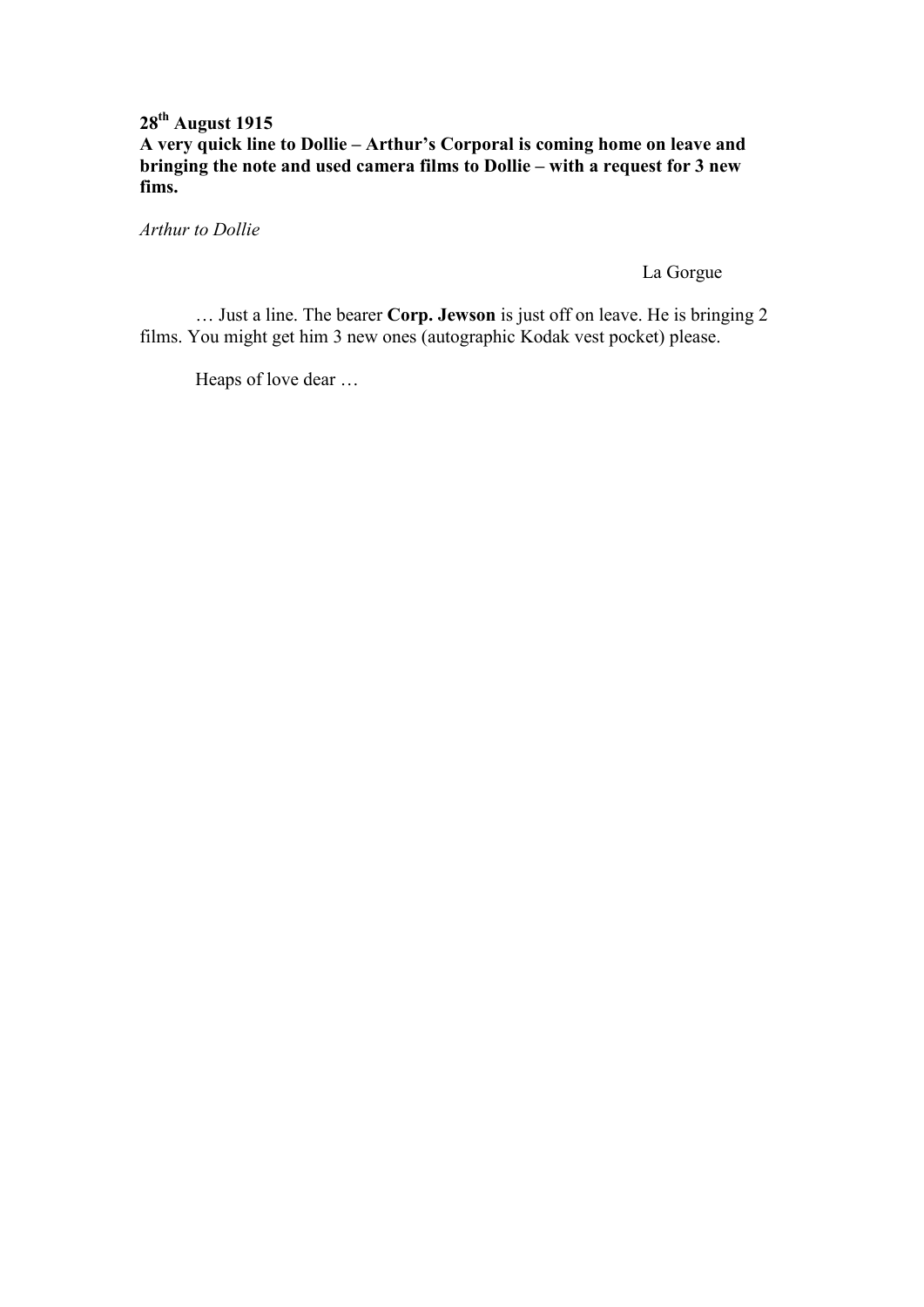**28th August 1915**
**A very quick line to Dollie – Arthur's Corporal is coming home on leave and bringing the note and used camera films to Dollie – with a request for 3 new fims.**

*Arthur to Dollie*

La Gorgue

… Just a line. The bearer **Corp. Jewson** is just off on leave. He is bringing 2 films. You might get him 3 new ones (autographic Kodak vest pocket) please.

Heaps of love dear …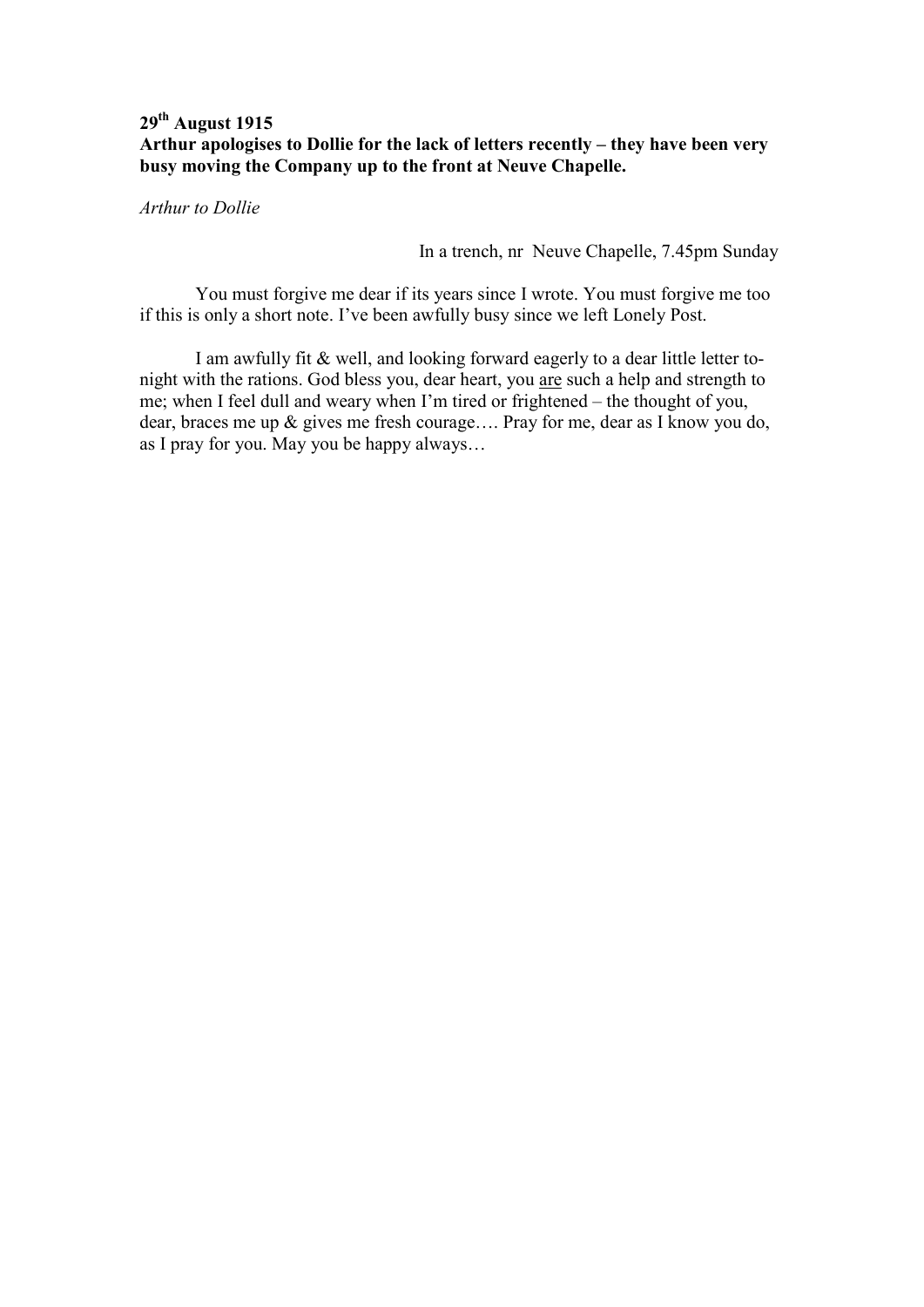**29th August 1915**
**Arthur apologises to Dollie for the lack of letters recently – they have been very busy moving the Company up to the front at Neuve Chapelle.**

*Arthur to Dollie*

In a trench, nr Neuve Chapelle, 7.45pm Sunday

You must forgive me dear if its years since I wrote. You must forgive me too if this is only a short note. I've been awfully busy since we left Lonely Post.

I am awfully fit & well, and looking forward eagerly to a dear little letter to-night with the rations. God bless you, dear heart, you <u>are</u> such a help and strength to me; when I feel dull and weary when I'm tired or frightened – the thought of you, dear, braces me up & gives me fresh courage…. Pray for me, dear as I know you do, as I pray for you. May you be happy always…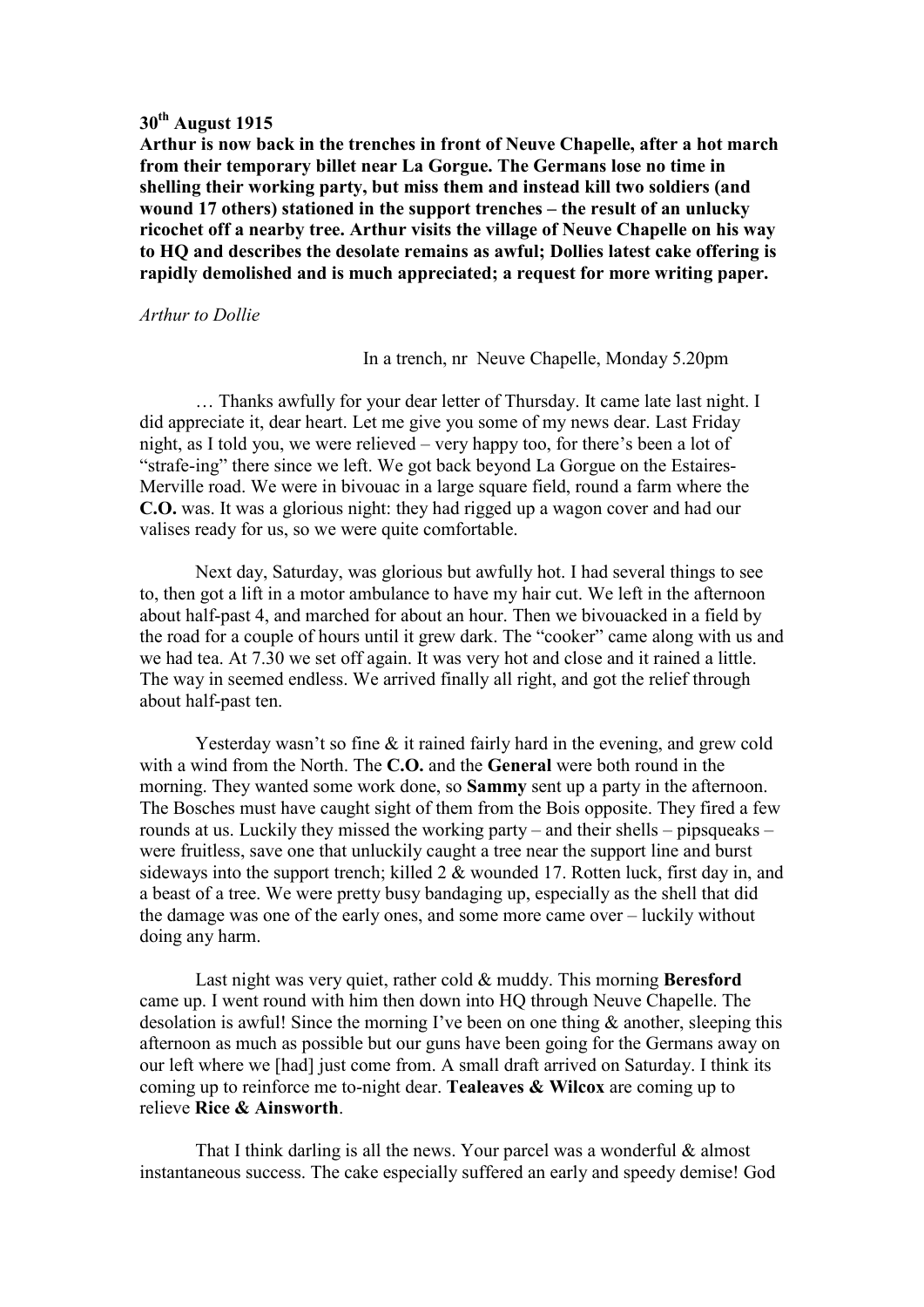**30th August 1915**

**Arthur is now back in the trenches in front of Neuve Chapelle, after a hot march from their temporary billet near La Gorgue. The Germans lose no time in shelling their working party, but miss them and instead kill two soldiers (and wound 17 others) stationed in the support trenches – the result of an unlucky ricochet off a nearby tree. Arthur visits the village of Neuve Chapelle on his way to HQ and describes the desolate remains as awful; Dollies latest cake offering is rapidly demolished and is much appreciated; a request for more writing paper.**

*Arthur to Dollie*

In a trench, nr Neuve Chapelle, Monday 5.20pm

… Thanks awfully for your dear letter of Thursday. It came late last night. I did appreciate it, dear heart. Let me give you some of my news dear. Last Friday night, as I told you, we were relieved – very happy too, for there's been a lot of "strafe-ing" there since we left. We got back beyond La Gorgue on the Estaires-Merville road. We were in bivouac in a large square field, round a farm where the **C.O.** was. It was a glorious night: they had rigged up a wagon cover and had our valises ready for us, so we were quite comfortable.

Next day, Saturday, was glorious but awfully hot. I had several things to see to, then got a lift in a motor ambulance to have my hair cut. We left in the afternoon about half-past 4, and marched for about an hour. Then we bivouacked in a field by the road for a couple of hours until it grew dark. The "cooker" came along with us and we had tea. At 7.30 we set off again. It was very hot and close and it rained a little. The way in seemed endless. We arrived finally all right, and got the relief through about half-past ten.

Yesterday wasn't so fine & it rained fairly hard in the evening, and grew cold with a wind from the North. The **C.O.** and the **General** were both round in the morning. They wanted some work done, so **Sammy** sent up a party in the afternoon. The Bosches must have caught sight of them from the Bois opposite. They fired a few rounds at us. Luckily they missed the working party – and their shells – pipsqueaks – were fruitless, save one that unluckily caught a tree near the support line and burst sideways into the support trench; killed 2 & wounded 17. Rotten luck, first day in, and a beast of a tree. We were pretty busy bandaging up, especially as the shell that did the damage was one of the early ones, and some more came over – luckily without doing any harm.

Last night was very quiet, rather cold & muddy. This morning **Beresford** came up. I went round with him then down into HQ through Neuve Chapelle. The desolation is awful! Since the morning I've been on one thing & another, sleeping this afternoon as much as possible but our guns have been going for the Germans away on our left where we [had] just come from. A small draft arrived on Saturday. I think its coming up to reinforce me to-night dear. **Tealeaves & Wilcox** are coming up to relieve **Rice & Ainsworth**.

That I think darling is all the news. Your parcel was a wonderful & almost instantaneous success. The cake especially suffered an early and speedy demise! God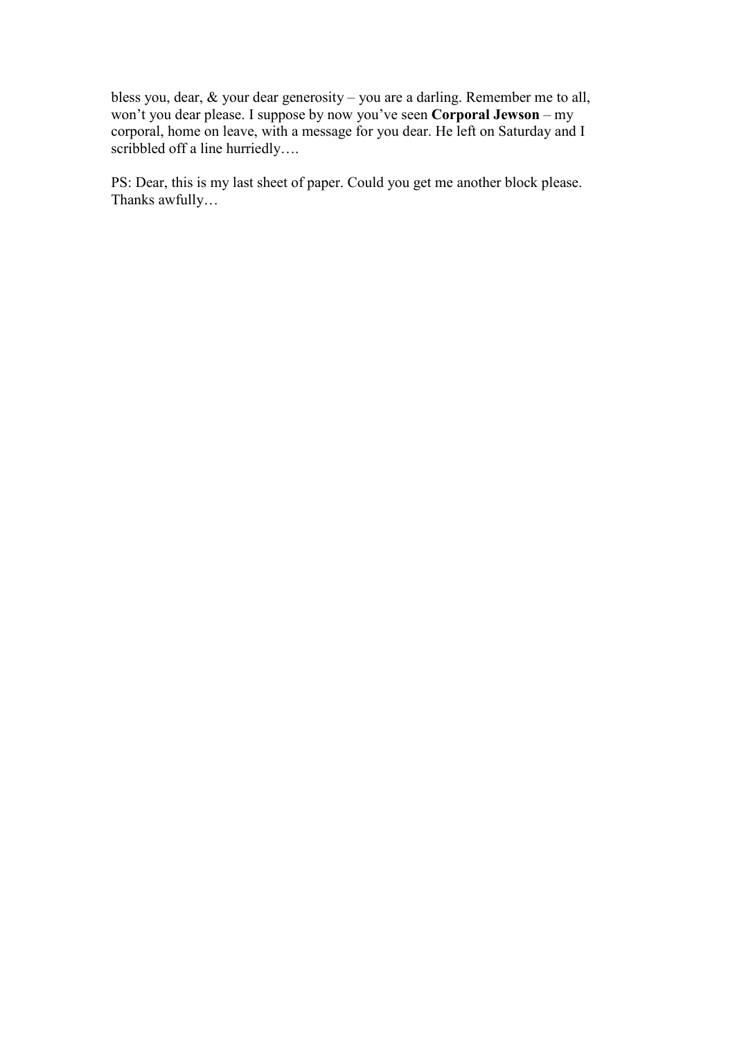bless you, dear, & your dear generosity – you are a darling. Remember me to all, won't you dear please. I suppose by now you've seen **Corporal Jewson** – my corporal, home on leave, with a message for you dear. He left on Saturday and I scribbled off a line hurriedly….

PS: Dear, this is my last sheet of paper. Could you get me another block please. Thanks awfully…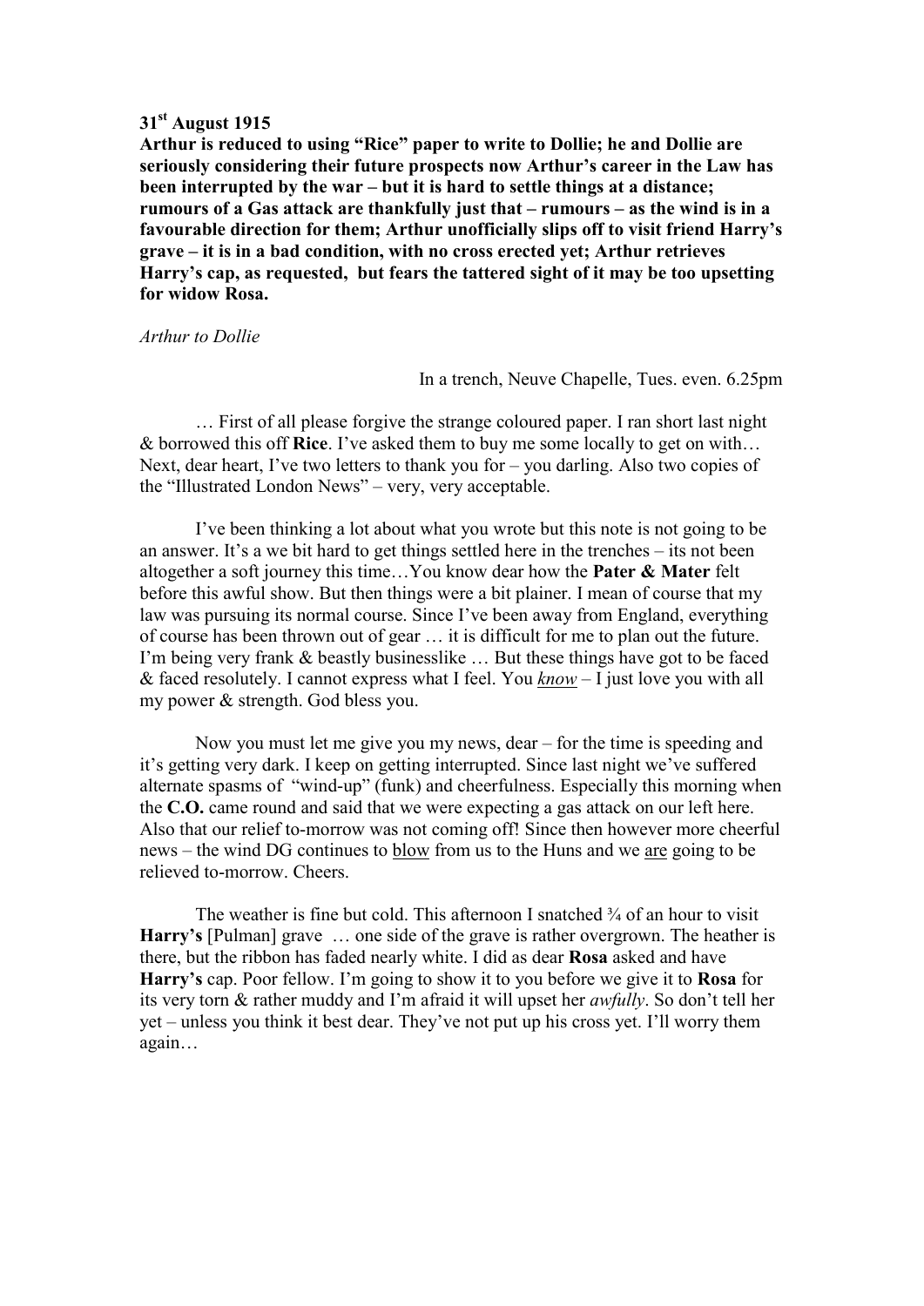**31st August 1915**

**Arthur is reduced to using "Rice" paper to write to Dollie; he and Dollie are seriously considering their future prospects now Arthur's career in the Law has been interrupted by the war – but it is hard to settle things at a distance; rumours of a Gas attack are thankfully just that – rumours – as the wind is in a favourable direction for them; Arthur unofficially slips off to visit friend Harry's grave – it is in a bad condition, with no cross erected yet; Arthur retrieves Harry's cap, as requested, but fears the tattered sight of it may be too upsetting for widow Rosa.**

*Arthur to Dollie*

In a trench, Neuve Chapelle, Tues. even. 6.25pm

… First of all please forgive the strange coloured paper. I ran short last night & borrowed this off **Rice**. I've asked them to buy me some locally to get on with… Next, dear heart, I've two letters to thank you for – you darling. Also two copies of the "Illustrated London News" – very, very acceptable.

I've been thinking a lot about what you wrote but this note is not going to be an answer. It's a we bit hard to get things settled here in the trenches – its not been altogether a soft journey this time…You know dear how the **Pater & Mater** felt before this awful show. But then things were a bit plainer. I mean of course that my law was pursuing its normal course. Since I've been away from England, everything of course has been thrown out of gear … it is difficult for me to plan out the future. I'm being very frank & beastly businesslike … But these things have got to be faced & faced resolutely. I cannot express what I feel. You ***know*** – I just love you with all my power & strength. God bless you.

Now you must let me give you my news, dear – for the time is speeding and it's getting very dark. I keep on getting interrupted. Since last night we've suffered alternate spasms of "wind-up" (funk) and cheerfulness. Especially this morning when the **C.O.** came round and said that we were expecting a gas attack on our left here. Also that our relief to-morrow was not coming off! Since then however more cheerful news – the wind DG continues to blow from us to the Huns and we are going to be relieved to-morrow. Cheers.

The weather is fine but cold. This afternoon I snatched ¾ of an hour to visit **Harry's** [Pulman] grave … one side of the grave is rather overgrown. The heather is there, but the ribbon has faded nearly white. I did as dear **Rosa** asked and have **Harry's** cap. Poor fellow. I'm going to show it to you before we give it to **Rosa** for its very torn & rather muddy and I'm afraid it will upset her *awfully*. So don't tell her yet – unless you think it best dear. They've not put up his cross yet. I'll worry them again…